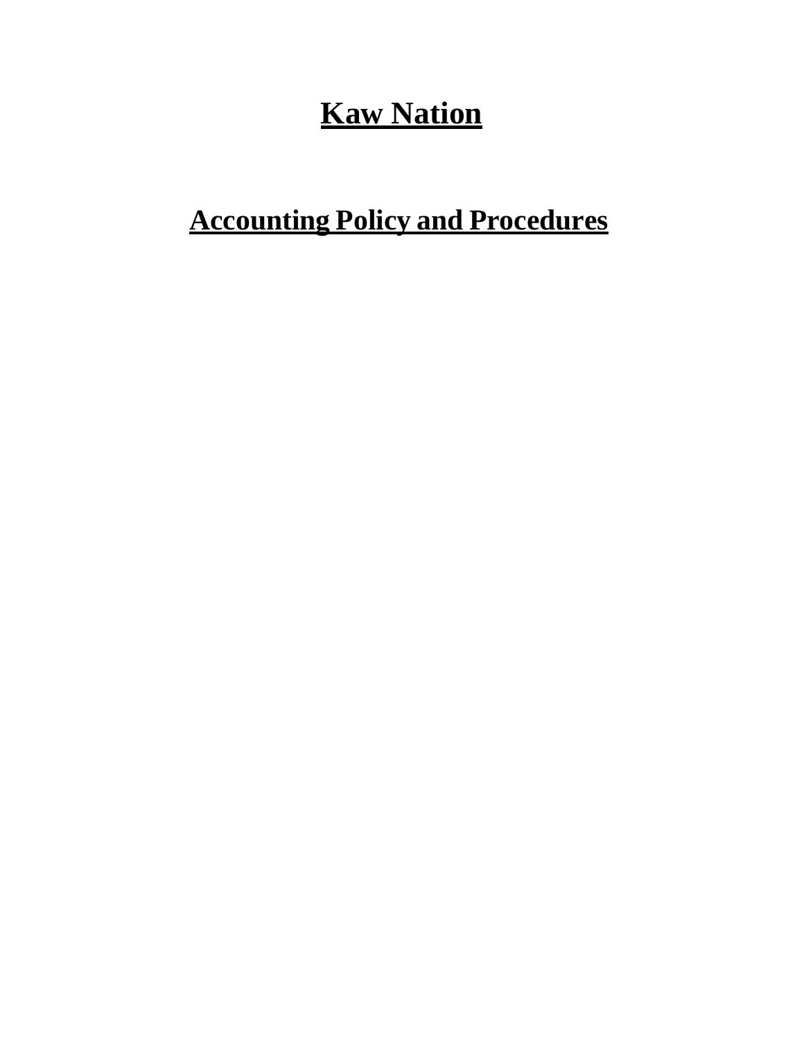# Kaw Nation

## Accounting Policy and Procedures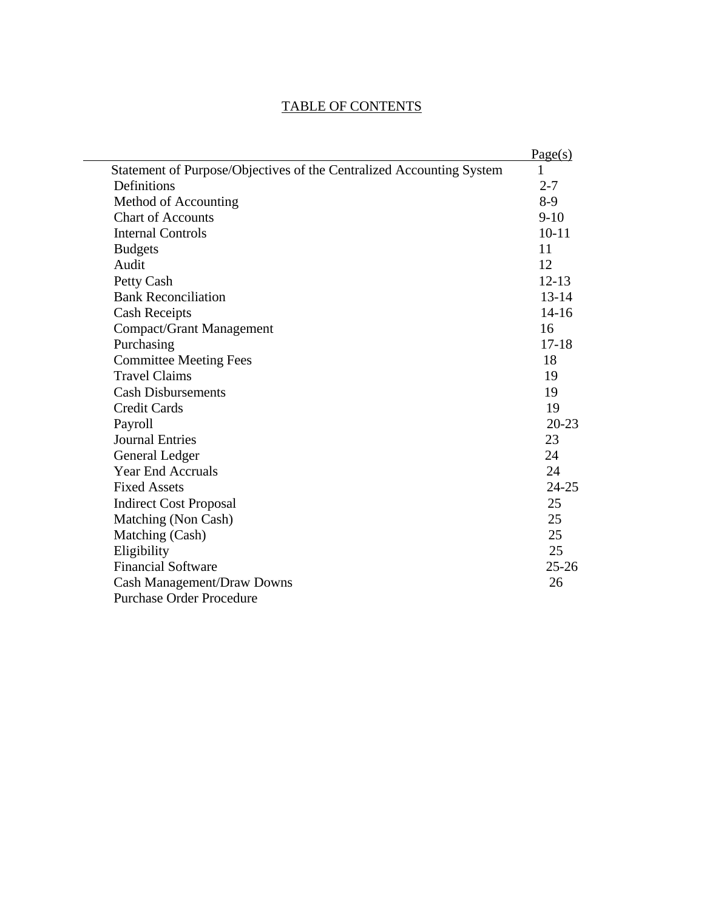# TABLE OF CONTENTS

| | Page(s) |
|---|---|
| Statement of Purpose/Objectives of the Centralized Accounting System | 1 |
| Definitions | 2-7 |
| Method of Accounting | 8-9 |
| Chart of Accounts | 9-10 |
| Internal Controls | 10-11 |
| Budgets | 11 |
| Audit | 12 |
| Petty Cash | 12-13 |
| Bank Reconciliation | 13-14 |
| Cash Receipts | 14-16 |
| Compact/Grant Management | 16 |
| Purchasing | 17-18 |
| Committee Meeting Fees | 18 |
| Travel Claims | 19 |
| Cash Disbursements | 19 |
| Credit Cards | 19 |
| Payroll | 20-23 |
| Journal Entries | 23 |
| General Ledger | 24 |
| Year End Accruals | 24 |
| Fixed Assets | 24-25 |
| Indirect Cost Proposal | 25 |
| Matching (Non Cash) | 25 |
| Matching (Cash) | 25 |
| Eligibility | 25 |
| Financial Software | 25-26 |
| Cash Management/Draw Downs | 26 |
| Purchase Order Procedure | |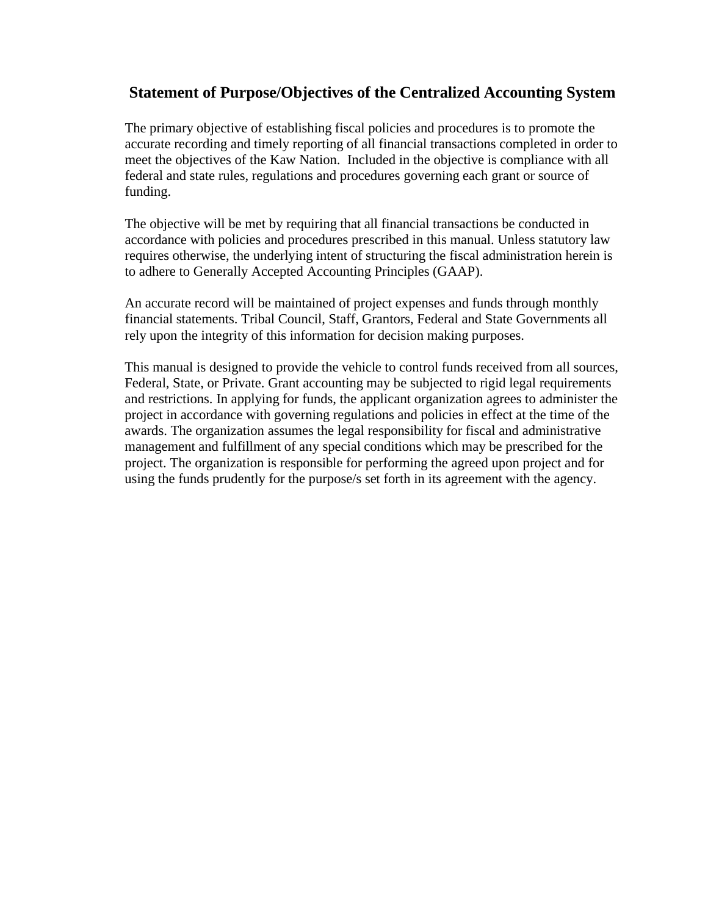## Statement of Purpose/Objectives of the Centralized Accounting System

The primary objective of establishing fiscal policies and procedures is to promote the accurate recording and timely reporting of all financial transactions completed in order to meet the objectives of the Kaw Nation. Included in the objective is compliance with all federal and state rules, regulations and procedures governing each grant or source of funding.

The objective will be met by requiring that all financial transactions be conducted in accordance with policies and procedures prescribed in this manual. Unless statutory law requires otherwise, the underlying intent of structuring the fiscal administration herein is to adhere to Generally Accepted Accounting Principles (GAAP).

An accurate record will be maintained of project expenses and funds through monthly financial statements. Tribal Council, Staff, Grantors, Federal and State Governments all rely upon the integrity of this information for decision making purposes.

This manual is designed to provide the vehicle to control funds received from all sources, Federal, State, or Private. Grant accounting may be subjected to rigid legal requirements and restrictions. In applying for funds, the applicant organization agrees to administer the project in accordance with governing regulations and policies in effect at the time of the awards. The organization assumes the legal responsibility for fiscal and administrative management and fulfillment of any special conditions which may be prescribed for the project. The organization is responsible for performing the agreed upon project and for using the funds prudently for the purpose/s set forth in its agreement with the agency.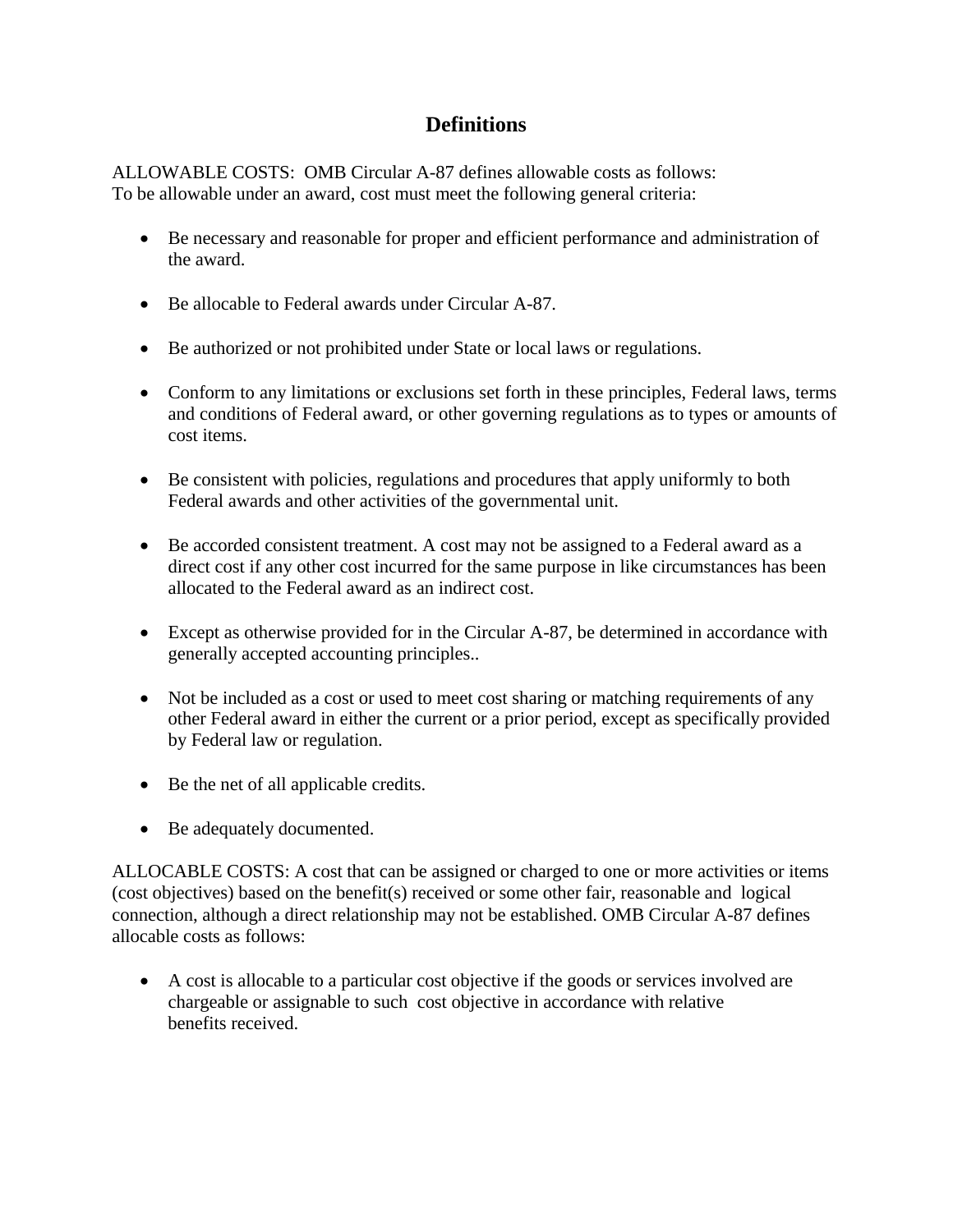# Definitions

ALLOWABLE COSTS: OMB Circular A-87 defines allowable costs as follows:
To be allowable under an award, cost must meet the following general criteria:

- Be necessary and reasonable for proper and efficient performance and administration of the award.
- Be allocable to Federal awards under Circular A-87.
- Be authorized or not prohibited under State or local laws or regulations.
- Conform to any limitations or exclusions set forth in these principles, Federal laws, terms and conditions of Federal award, or other governing regulations as to types or amounts of cost items.
- Be consistent with policies, regulations and procedures that apply uniformly to both Federal awards and other activities of the governmental unit.
- Be accorded consistent treatment. A cost may not be assigned to a Federal award as a direct cost if any other cost incurred for the same purpose in like circumstances has been allocated to the Federal award as an indirect cost.
- Except as otherwise provided for in the Circular A-87, be determined in accordance with generally accepted accounting principles..
- Not be included as a cost or used to meet cost sharing or matching requirements of any other Federal award in either the current or a prior period, except as specifically provided by Federal law or regulation.
- Be the net of all applicable credits.
- Be adequately documented.

ALLOCABLE COSTS: A cost that can be assigned or charged to one or more activities or items (cost objectives) based on the benefit(s) received or some other fair, reasonable and logical connection, although a direct relationship may not be established. OMB Circular A-87 defines allocable costs as follows:

- A cost is allocable to a particular cost objective if the goods or services involved are chargeable or assignable to such cost objective in accordance with relative benefits received.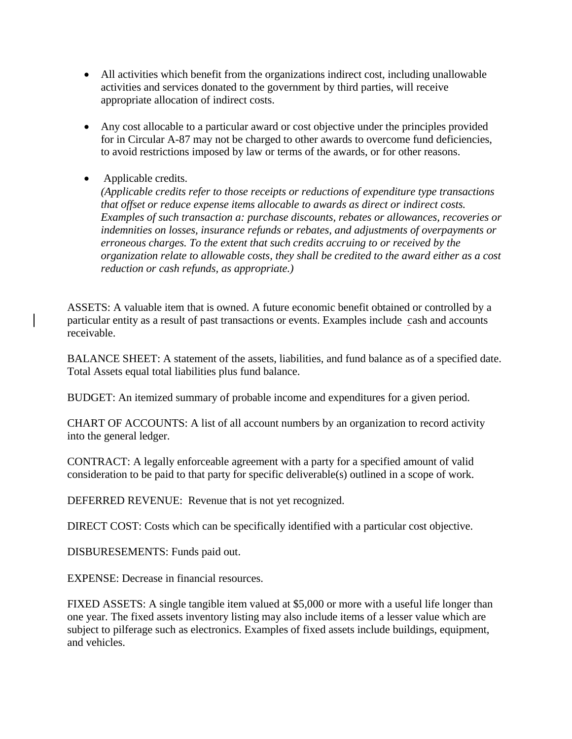- All activities which benefit from the organizations indirect cost, including unallowable activities and services donated to the government by third parties, will receive appropriate allocation of indirect costs.

- Any cost allocable to a particular award or cost objective under the principles provided for in Circular A-87 may not be charged to other awards to overcome fund deficiencies, to avoid restrictions imposed by law or terms of the awards, or for other reasons.

- Applicable credits.
  *(Applicable credits refer to those receipts or reductions of expenditure type transactions that offset or reduce expense items allocable to awards as direct or indirect costs. Examples of such transaction a: purchase discounts, rebates or allowances, recoveries or indemnities on losses, insurance refunds or rebates, and adjustments of overpayments or erroneous charges. To the extent that such credits accruing to or received by the organization relate to allowable costs, they shall be credited to the award either as a cost reduction or cash refunds, as appropriate.)*

ASSETS: A valuable item that is owned. A future economic benefit obtained or controlled by a particular entity as a result of past transactions or events. Examples include cash and accounts receivable.

BALANCE SHEET: A statement of the assets, liabilities, and fund balance as of a specified date. Total Assets equal total liabilities plus fund balance.

BUDGET: An itemized summary of probable income and expenditures for a given period.

CHART OF ACCOUNTS: A list of all account numbers by an organization to record activity into the general ledger.

CONTRACT: A legally enforceable agreement with a party for a specified amount of valid consideration to be paid to that party for specific deliverable(s) outlined in a scope of work.

DEFERRED REVENUE: Revenue that is not yet recognized.

DIRECT COST: Costs which can be specifically identified with a particular cost objective.

DISBURESEMENTS: Funds paid out.

EXPENSE: Decrease in financial resources.

FIXED ASSETS: A single tangible item valued at $5,000 or more with a useful life longer than one year. The fixed assets inventory listing may also include items of a lesser value which are subject to pilferage such as electronics. Examples of fixed assets include buildings, equipment, and vehicles.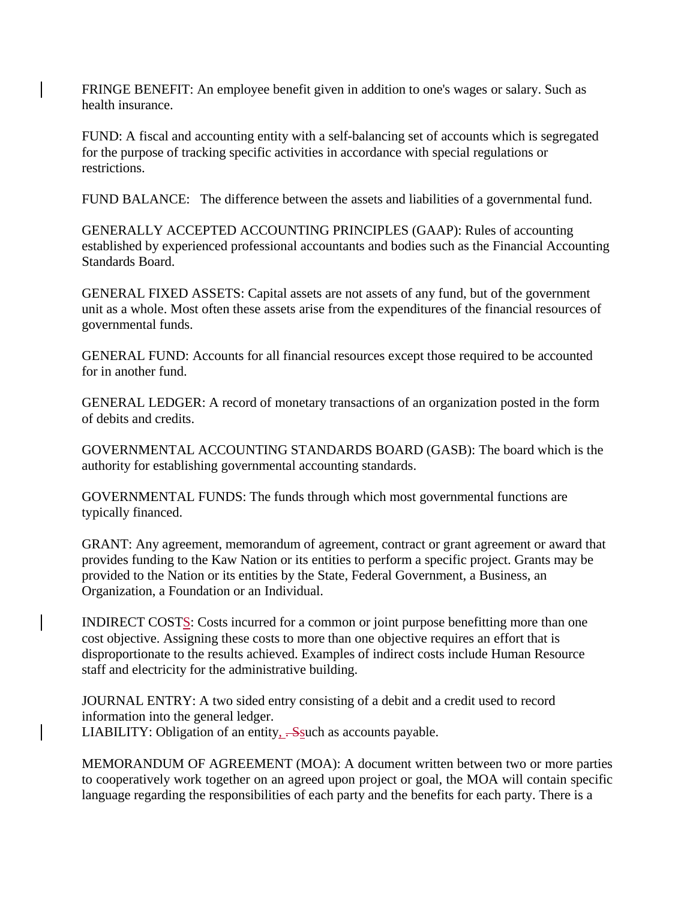FRINGE BENEFIT: An employee benefit given in addition to one's wages or salary. Such as health insurance.

FUND: A fiscal and accounting entity with a self-balancing set of accounts which is segregated for the purpose of tracking specific activities in accordance with special regulations or restrictions.

FUND BALANCE: The difference between the assets and liabilities of a governmental fund.

GENERALLY ACCEPTED ACCOUNTING PRINCIPLES (GAAP): Rules of accounting established by experienced professional accountants and bodies such as the Financial Accounting Standards Board.

GENERAL FIXED ASSETS: Capital assets are not assets of any fund, but of the government unit as a whole. Most often these assets arise from the expenditures of the financial resources of governmental funds.

GENERAL FUND: Accounts for all financial resources except those required to be accounted for in another fund.

GENERAL LEDGER: A record of monetary transactions of an organization posted in the form of debits and credits.

GOVERNMENTAL ACCOUNTING STANDARDS BOARD (GASB): The board which is the authority for establishing governmental accounting standards.

GOVERNMENTAL FUNDS: The funds through which most governmental functions are typically financed.

GRANT: Any agreement, memorandum of agreement, contract or grant agreement or award that provides funding to the Kaw Nation or its entities to perform a specific project. Grants may be provided to the Nation or its entities by the State, Federal Government, a Business, an Organization, a Foundation or an Individual.

INDIRECT COSTS: Costs incurred for a common or joint purpose benefitting more than one cost objective. Assigning these costs to more than one objective requires an effort that is disproportionate to the results achieved. Examples of indirect costs include Human Resource staff and electricity for the administrative building.

JOURNAL ENTRY: A two sided entry consisting of a debit and a credit used to record information into the general ledger.

LIABILITY: Obligation of an entity, such as accounts payable.

MEMORANDUM OF AGREEMENT (MOA): A document written between two or more parties to cooperatively work together on an agreed upon project or goal, the MOA will contain specific language regarding the responsibilities of each party and the benefits for each party. There is a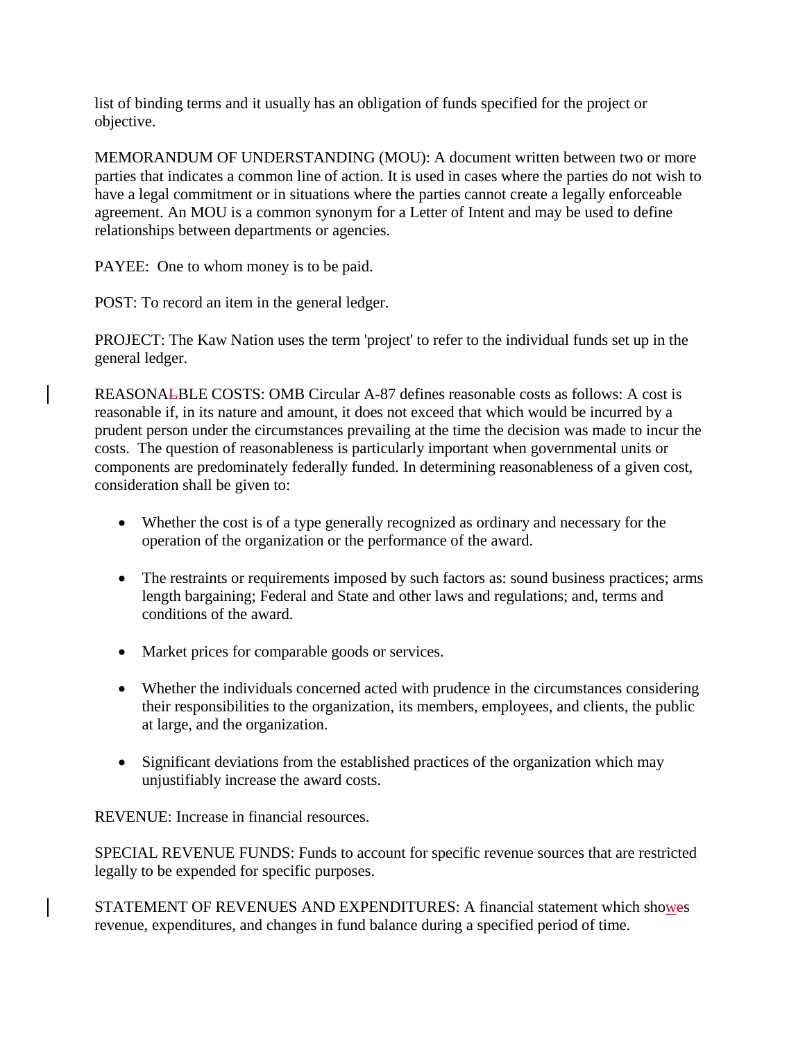list of binding terms and it usually has an obligation of funds specified for the project or objective.

MEMORANDUM OF UNDERSTANDING (MOU): A document written between two or more parties that indicates a common line of action. It is used in cases where the parties do not wish to have a legal commitment or in situations where the parties cannot create a legally enforceable agreement. An MOU is a common synonym for a Letter of Intent and may be used to define relationships between departments or agencies.

PAYEE: One to whom money is to be paid.

POST: To record an item in the general ledger.

PROJECT: The Kaw Nation uses the term 'project' to refer to the individual funds set up in the general ledger.

REASONABLE COSTS: OMB Circular A-87 defines reasonable costs as follows: A cost is reasonable if, in its nature and amount, it does not exceed that which would be incurred by a prudent person under the circumstances prevailing at the time the decision was made to incur the costs. The question of reasonableness is particularly important when governmental units or components are predominately federally funded. In determining reasonableness of a given cost, consideration shall be given to:

- Whether the cost is of a type generally recognized as ordinary and necessary for the operation of the organization or the performance of the award.
- The restraints or requirements imposed by such factors as: sound business practices; arms length bargaining; Federal and State and other laws and regulations; and, terms and conditions of the award.
- Market prices for comparable goods or services.
- Whether the individuals concerned acted with prudence in the circumstances considering their responsibilities to the organization, its members, employees, and clients, the public at large, and the organization.
- Significant deviations from the established practices of the organization which may unjustifiably increase the award costs.

REVENUE: Increase in financial resources.

SPECIAL REVENUE FUNDS: Funds to account for specific revenue sources that are restricted legally to be expended for specific purposes.

STATEMENT OF REVENUES AND EXPENDITURES: A financial statement which shows revenue, expenditures, and changes in fund balance during a specified period of time.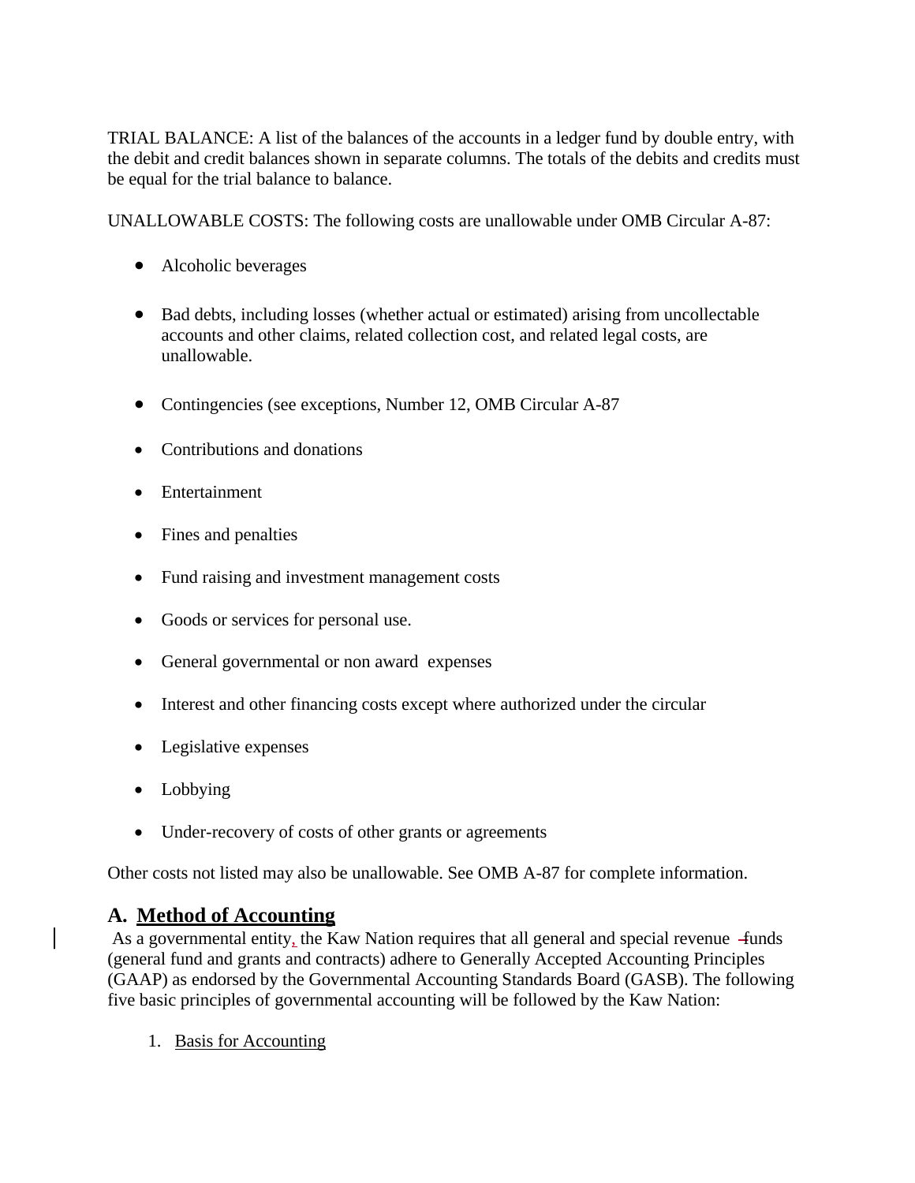TRIAL BALANCE: A list of the balances of the accounts in a ledger fund by double entry, with the debit and credit balances shown in separate columns. The totals of the debits and credits must be equal for the trial balance to balance.

UNALLOWABLE COSTS: The following costs are unallowable under OMB Circular A-87:

- Alcoholic beverages
- Bad debts, including losses (whether actual or estimated) arising from uncollectable accounts and other claims, related collection cost, and related legal costs, are unallowable.
- Contingencies (see exceptions, Number 12, OMB Circular A-87
- Contributions and donations
- Entertainment
- Fines and penalties
- Fund raising and investment management costs
- Goods or services for personal use.
- General governmental or non award expenses
- Interest and other financing costs except where authorized under the circular
- Legislative expenses
- Lobbying
- Under-recovery of costs of other grants or agreements

Other costs not listed may also be unallowable. See OMB A-87 for complete information.

## A. Method of Accounting

As a governmental entity, the Kaw Nation requires that all general and special revenue funds (general fund and grants and contracts) adhere to Generally Accepted Accounting Principles (GAAP) as endorsed by the Governmental Accounting Standards Board (GASB). The following five basic principles of governmental accounting will be followed by the Kaw Nation:

1. Basis for Accounting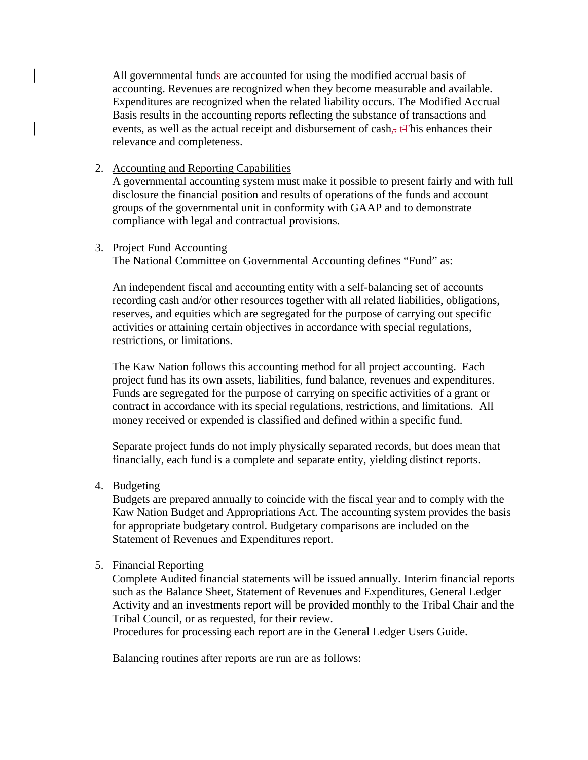All governmental funds are accounted for using the modified accrual basis of accounting. Revenues are recognized when they become measurable and available. Expenditures are recognized when the related liability occurs. The Modified Accrual Basis results in the accounting reports reflecting the substance of transactions and events, as well as the actual receipt and disbursement of cash. This enhances their relevance and completeness.

2. Accounting and Reporting Capabilities

   A governmental accounting system must make it possible to present fairly and with full disclosure the financial position and results of operations of the funds and account groups of the governmental unit in conformity with GAAP and to demonstrate compliance with legal and contractual provisions.

3. Project Fund Accounting

   The National Committee on Governmental Accounting defines "Fund" as:

   An independent fiscal and accounting entity with a self-balancing set of accounts recording cash and/or other resources together with all related liabilities, obligations, reserves, and equities which are segregated for the purpose of carrying out specific activities or attaining certain objectives in accordance with special regulations, restrictions, or limitations.

   The Kaw Nation follows this accounting method for all project accounting. Each project fund has its own assets, liabilities, fund balance, revenues and expenditures. Funds are segregated for the purpose of carrying on specific activities of a grant or contract in accordance with its special regulations, restrictions, and limitations. All money received or expended is classified and defined within a specific fund.

   Separate project funds do not imply physically separated records, but does mean that financially, each fund is a complete and separate entity, yielding distinct reports.

4. Budgeting

   Budgets are prepared annually to coincide with the fiscal year and to comply with the Kaw Nation Budget and Appropriations Act. The accounting system provides the basis for appropriate budgetary control. Budgetary comparisons are included on the Statement of Revenues and Expenditures report.

5. Financial Reporting

   Complete Audited financial statements will be issued annually. Interim financial reports such as the Balance Sheet, Statement of Revenues and Expenditures, General Ledger Activity and an investments report will be provided monthly to the Tribal Chair and the Tribal Council, or as requested, for their review.
   Procedures for processing each report are in the General Ledger Users Guide.

   Balancing routines after reports are run are as follows: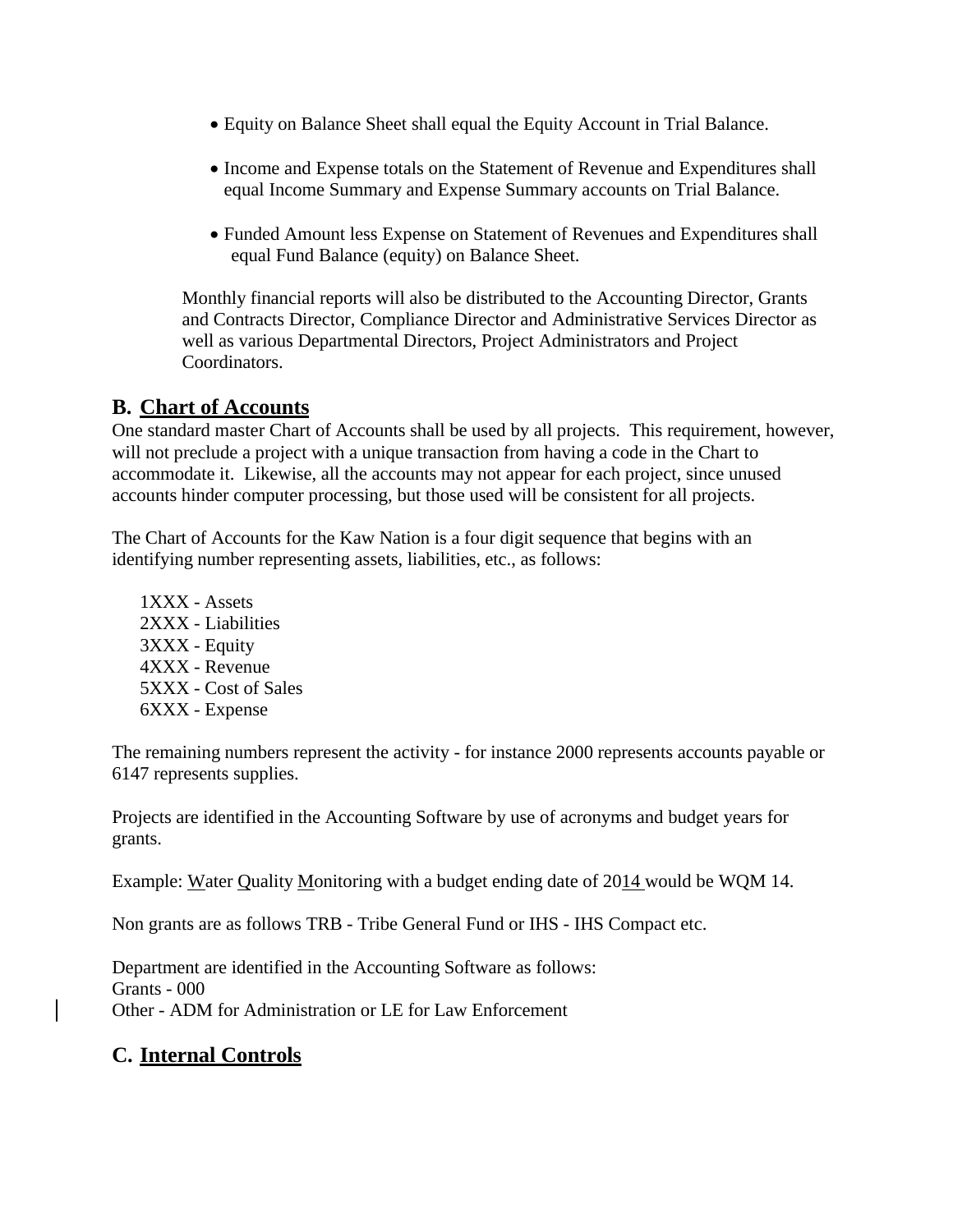- Equity on Balance Sheet shall equal the Equity Account in Trial Balance.

- Income and Expense totals on the Statement of Revenue and Expenditures shall equal Income Summary and Expense Summary accounts on Trial Balance.

- Funded Amount less Expense on Statement of Revenues and Expenditures shall equal Fund Balance (equity) on Balance Sheet.

Monthly financial reports will also be distributed to the Accounting Director, Grants and Contracts Director, Compliance Director and Administrative Services Director as well as various Departmental Directors, Project Administrators and Project Coordinators.

## B. Chart of Accounts

One standard master Chart of Accounts shall be used by all projects. This requirement, however, will not preclude a project with a unique transaction from having a code in the Chart to accommodate it. Likewise, all the accounts may not appear for each project, since unused accounts hinder computer processing, but those used will be consistent for all projects.

The Chart of Accounts for the Kaw Nation is a four digit sequence that begins with an identifying number representing assets, liabilities, etc., as follows:

1XXX - Assets
2XXX - Liabilities
3XXX - Equity
4XXX - Revenue
5XXX - Cost of Sales
6XXX - Expense

The remaining numbers represent the activity - for instance 2000 represents accounts payable or 6147 represents supplies.

Projects are identified in the Accounting Software by use of acronyms and budget years for grants.

Example: Water Quality Monitoring with a budget ending date of 2014 would be WQM 14.

Non grants are as follows TRB - Tribe General Fund or IHS - IHS Compact etc.

Department are identified in the Accounting Software as follows:
Grants - 000
Other - ADM for Administration or LE for Law Enforcement

## C. Internal Controls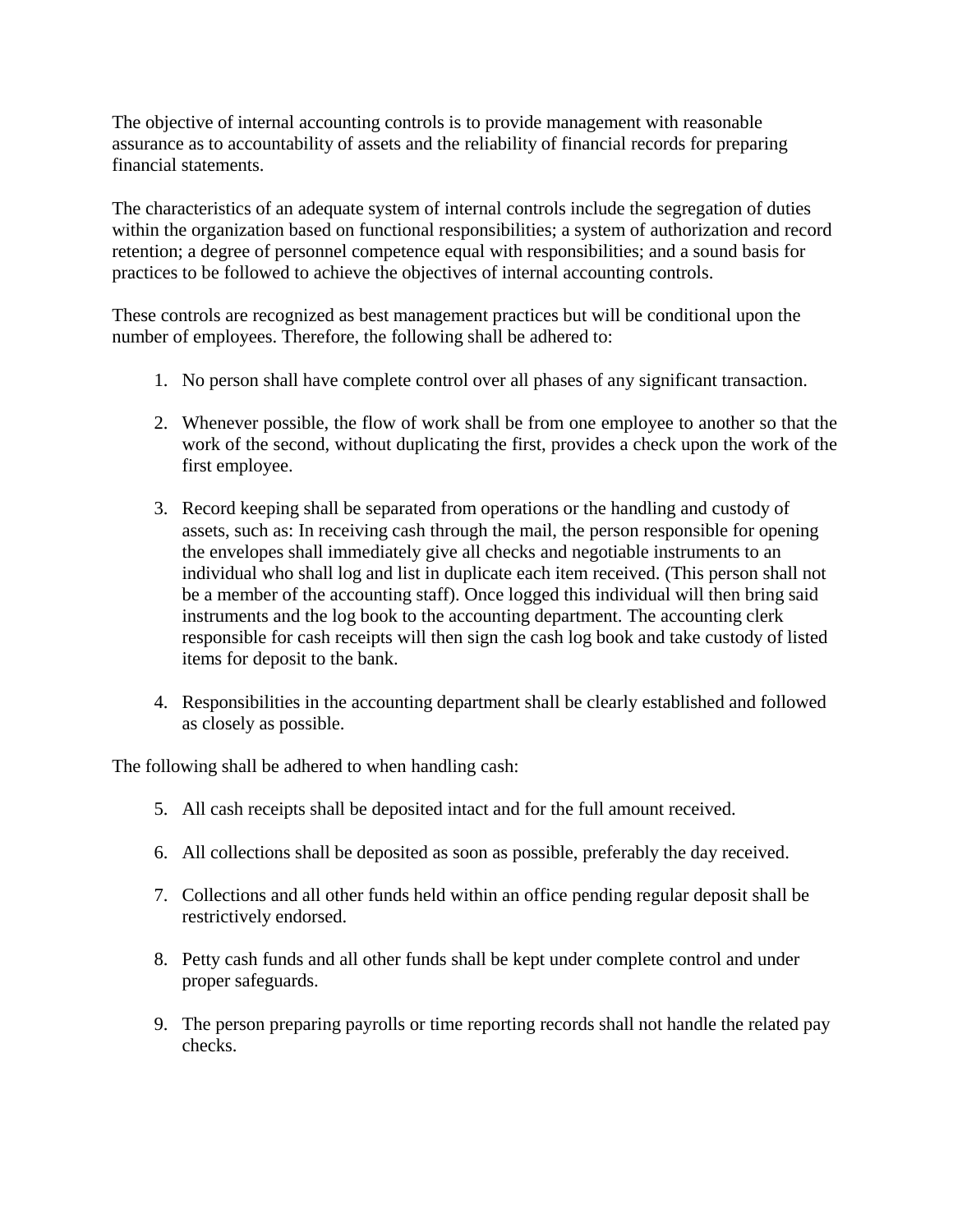The objective of internal accounting controls is to provide management with reasonable assurance as to accountability of assets and the reliability of financial records for preparing financial statements.

The characteristics of an adequate system of internal controls include the segregation of duties within the organization based on functional responsibilities; a system of authorization and record retention; a degree of personnel competence equal with responsibilities; and a sound basis for practices to be followed to achieve the objectives of internal accounting controls.

These controls are recognized as best management practices but will be conditional upon the number of employees. Therefore, the following shall be adhered to:

1. No person shall have complete control over all phases of any significant transaction.

2. Whenever possible, the flow of work shall be from one employee to another so that the work of the second, without duplicating the first, provides a check upon the work of the first employee.

3. Record keeping shall be separated from operations or the handling and custody of assets, such as: In receiving cash through the mail, the person responsible for opening the envelopes shall immediately give all checks and negotiable instruments to an individual who shall log and list in duplicate each item received. (This person shall not be a member of the accounting staff). Once logged this individual will then bring said instruments and the log book to the accounting department. The accounting clerk responsible for cash receipts will then sign the cash log book and take custody of listed items for deposit to the bank.

4. Responsibilities in the accounting department shall be clearly established and followed as closely as possible.

The following shall be adhered to when handling cash:

5. All cash receipts shall be deposited intact and for the full amount received.

6. All collections shall be deposited as soon as possible, preferably the day received.

7. Collections and all other funds held within an office pending regular deposit shall be restrictively endorsed.

8. Petty cash funds and all other funds shall be kept under complete control and under proper safeguards.

9. The person preparing payrolls or time reporting records shall not handle the related pay checks.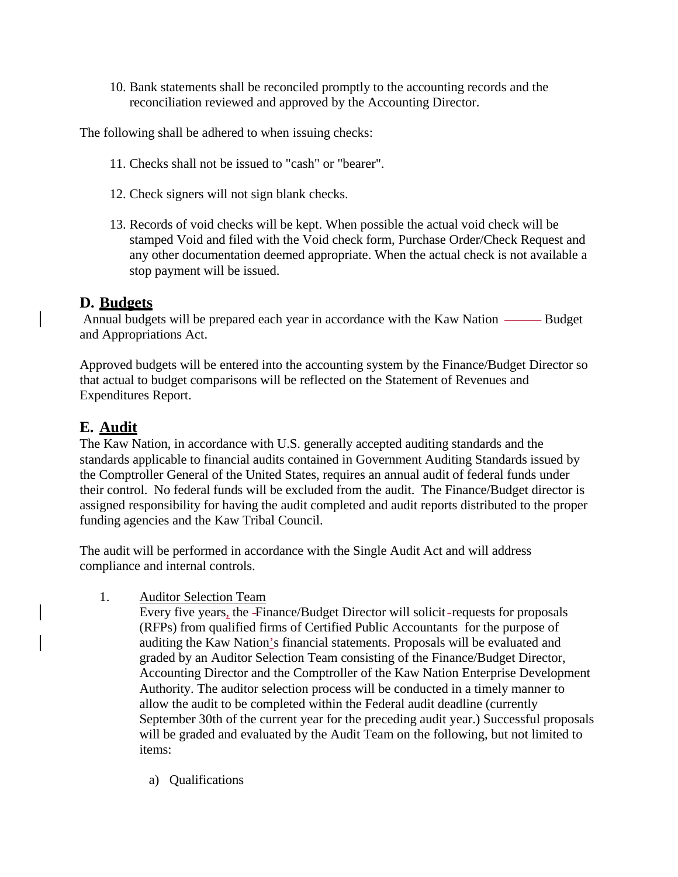10. Bank statements shall be reconciled promptly to the accounting records and the reconciliation reviewed and approved by the Accounting Director.

The following shall be adhered to when issuing checks:

11. Checks shall not be issued to "cash" or "bearer".

12. Check signers will not sign blank checks.

13. Records of void checks will be kept. When possible the actual void check will be stamped Void and filed with the Void check form, Purchase Order/Check Request and any other documentation deemed appropriate. When the actual check is not available a stop payment will be issued.

## D. Budgets

Annual budgets will be prepared each year in accordance with the Kaw Nation Budget and Appropriations Act.

Approved budgets will be entered into the accounting system by the Finance/Budget Director so that actual to budget comparisons will be reflected on the Statement of Revenues and Expenditures Report.

## E. Audit

The Kaw Nation, in accordance with U.S. generally accepted auditing standards and the standards applicable to financial audits contained in Government Auditing Standards issued by the Comptroller General of the United States, requires an annual audit of federal funds under their control. No federal funds will be excluded from the audit. The Finance/Budget director is assigned responsibility for having the audit completed and audit reports distributed to the proper funding agencies and the Kaw Tribal Council.

The audit will be performed in accordance with the Single Audit Act and will address compliance and internal controls.

1. Auditor Selection Team

   Every five years, the Finance/Budget Director will solicit requests for proposals (RFPs) from qualified firms of Certified Public Accountants for the purpose of auditing the Kaw Nation's financial statements. Proposals will be evaluated and graded by an Auditor Selection Team consisting of the Finance/Budget Director, Accounting Director and the Comptroller of the Kaw Nation Enterprise Development Authority. The auditor selection process will be conducted in a timely manner to allow the audit to be completed within the Federal audit deadline (currently September 30th of the current year for the preceding audit year.) Successful proposals will be graded and evaluated by the Audit Team on the following, but not limited to items:

   a) Qualifications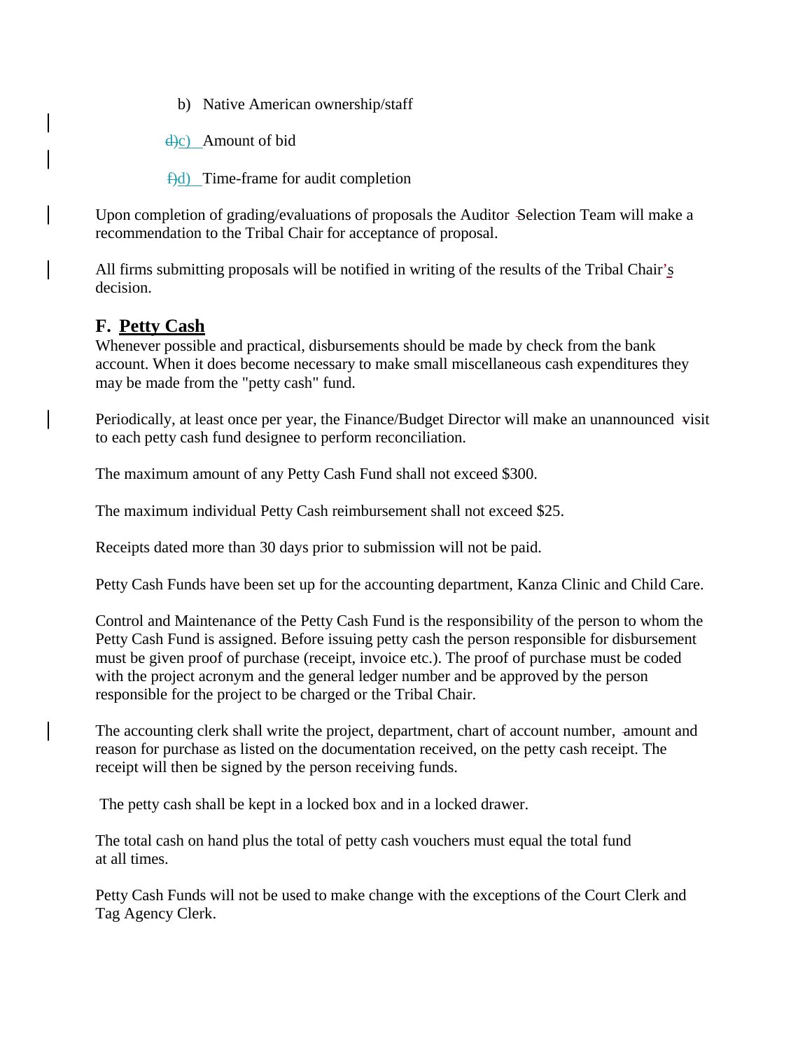b) Native American ownership/staff

c) Amount of bid

d) Time-frame for audit completion

Upon completion of grading/evaluations of proposals the Auditor Selection Team will make a recommendation to the Tribal Chair for acceptance of proposal.

All firms submitting proposals will be notified in writing of the results of the Tribal Chair's decision.

## F. Petty Cash

Whenever possible and practical, disbursements should be made by check from the bank account. When it does become necessary to make small miscellaneous cash expenditures they may be made from the "petty cash" fund.

Periodically, at least once per year, the Finance/Budget Director will make an unannounced visit to each petty cash fund designee to perform reconciliation.

The maximum amount of any Petty Cash Fund shall not exceed $300.

The maximum individual Petty Cash reimbursement shall not exceed $25.

Receipts dated more than 30 days prior to submission will not be paid.

Petty Cash Funds have been set up for the accounting department, Kanza Clinic and Child Care.

Control and Maintenance of the Petty Cash Fund is the responsibility of the person to whom the Petty Cash Fund is assigned. Before issuing petty cash the person responsible for disbursement must be given proof of purchase (receipt, invoice etc.). The proof of purchase must be coded with the project acronym and the general ledger number and be approved by the person responsible for the project to be charged or the Tribal Chair.

The accounting clerk shall write the project, department, chart of account number, amount and reason for purchase as listed on the documentation received, on the petty cash receipt. The receipt will then be signed by the person receiving funds.

The petty cash shall be kept in a locked box and in a locked drawer.

The total cash on hand plus the total of petty cash vouchers must equal the total fund at all times.

Petty Cash Funds will not be used to make change with the exceptions of the Court Clerk and Tag Agency Clerk.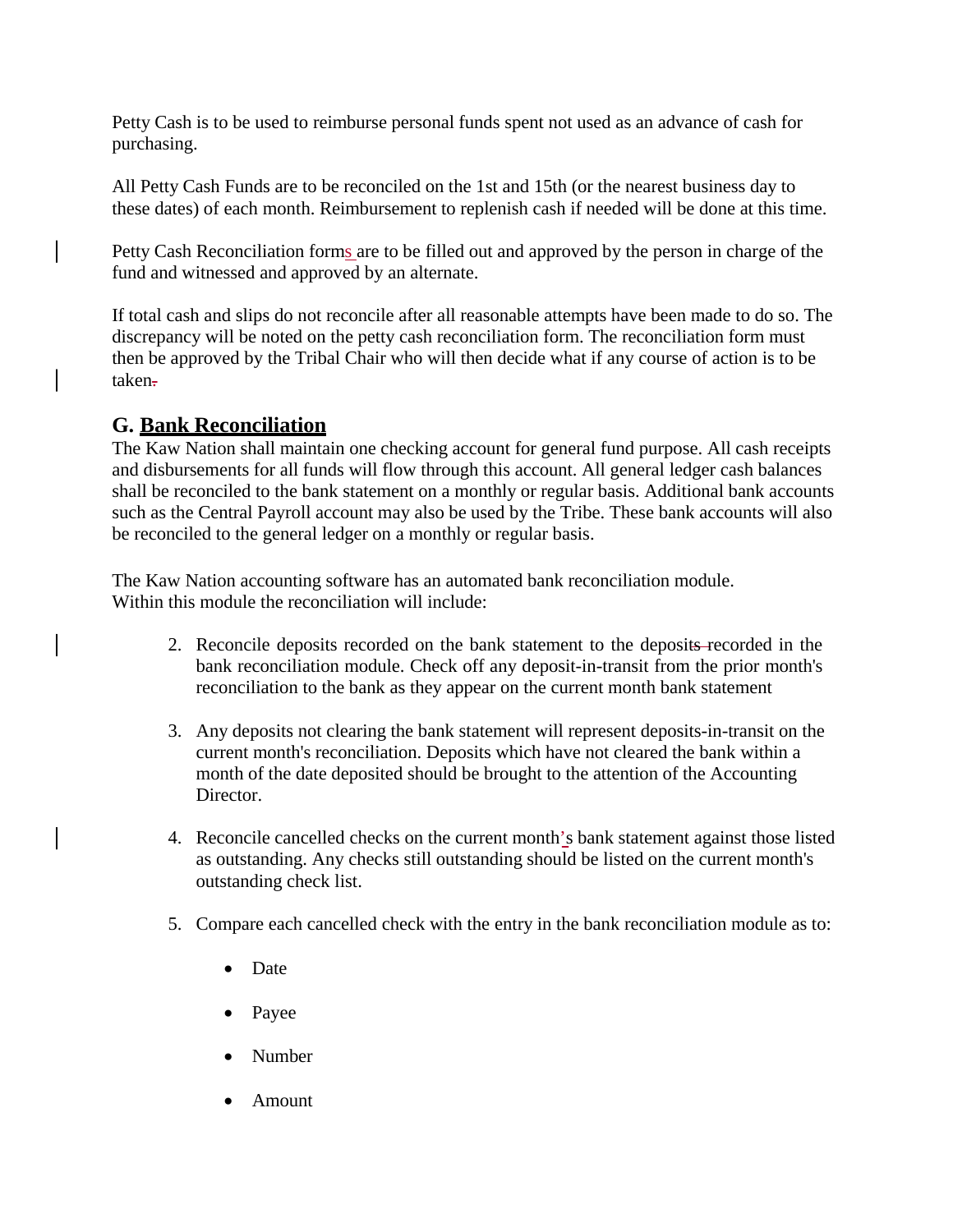Petty Cash is to be used to reimburse personal funds spent not used as an advance of cash for purchasing.

All Petty Cash Funds are to be reconciled on the 1st and 15th (or the nearest business day to these dates) of each month. Reimbursement to replenish cash if needed will be done at this time.

Petty Cash Reconciliation forms are to be filled out and approved by the person in charge of the fund and witnessed and approved by an alternate.

If total cash and slips do not reconcile after all reasonable attempts have been made to do so. The discrepancy will be noted on the petty cash reconciliation form. The reconciliation form must then be approved by the Tribal Chair who will then decide what if any course of action is to be taken.

## G. Bank Reconciliation

The Kaw Nation shall maintain one checking account for general fund purpose. All cash receipts and disbursements for all funds will flow through this account. All general ledger cash balances shall be reconciled to the bank statement on a monthly or regular basis. Additional bank accounts such as the Central Payroll account may also be used by the Tribe. These bank accounts will also be reconciled to the general ledger on a monthly or regular basis.

The Kaw Nation accounting software has an automated bank reconciliation module. Within this module the reconciliation will include:

2. Reconcile deposits recorded on the bank statement to the deposits recorded in the bank reconciliation module. Check off any deposit-in-transit from the prior month's reconciliation to the bank as they appear on the current month bank statement

3. Any deposits not clearing the bank statement will represent deposits-in-transit on the current month's reconciliation. Deposits which have not cleared the bank within a month of the date deposited should be brought to the attention of the Accounting Director.

4. Reconcile cancelled checks on the current month's bank statement against those listed as outstanding. Any checks still outstanding should be listed on the current month's outstanding check list.

5. Compare each cancelled check with the entry in the bank reconciliation module as to:

   - Date
   - Payee
   - Number
   - Amount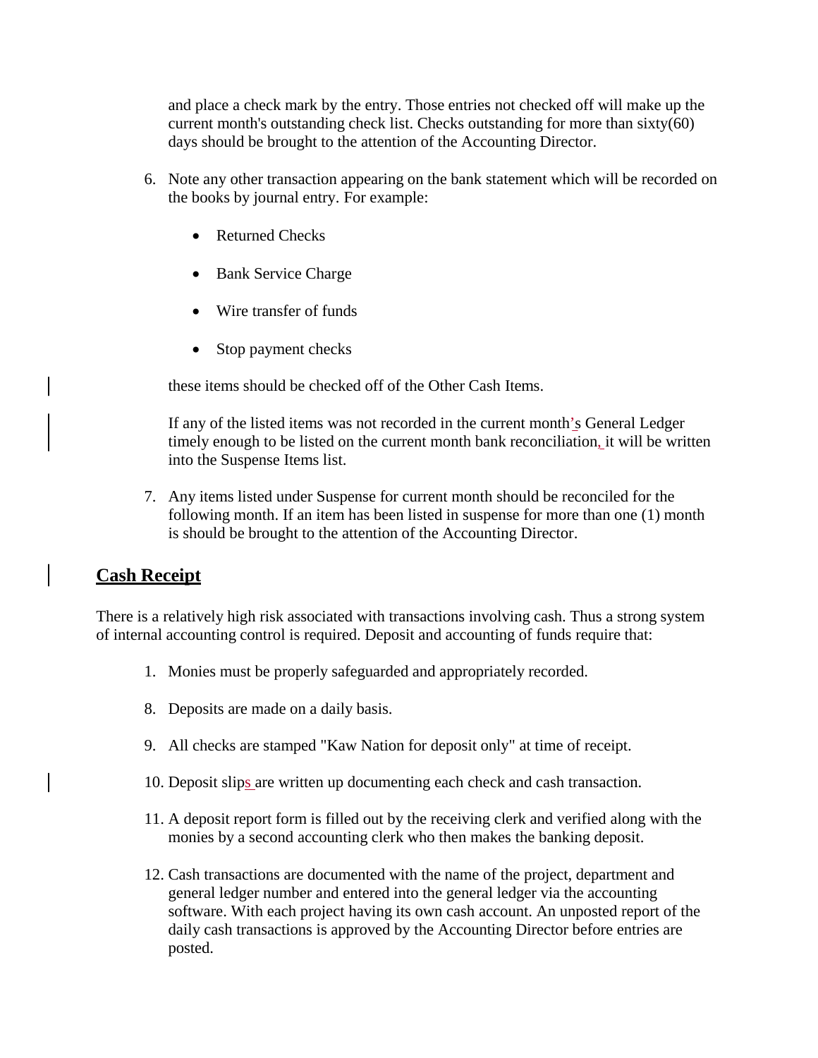and place a check mark by the entry. Those entries not checked off will make up the current month's outstanding check list. Checks outstanding for more than sixty(60) days should be brought to the attention of the Accounting Director.

6. Note any other transaction appearing on the bank statement which will be recorded on the books by journal entry. For example:

   - Returned Checks
   - Bank Service Charge
   - Wire transfer of funds
   - Stop payment checks

   these items should be checked off of the Other Cash Items.

   If any of the listed items was not recorded in the current month's General Ledger timely enough to be listed on the current month bank reconciliation, it will be written into the Suspense Items list.

7. Any items listed under Suspense for current month should be reconciled for the following month. If an item has been listed in suspense for more than one (1) month is should be brought to the attention of the Accounting Director.

## Cash Receipt

There is a relatively high risk associated with transactions involving cash. Thus a strong system of internal accounting control is required. Deposit and accounting of funds require that:

1. Monies must be properly safeguarded and appropriately recorded.
8. Deposits are made on a daily basis.
9. All checks are stamped "Kaw Nation for deposit only" at time of receipt.
10. Deposit slips are written up documenting each check and cash transaction.
11. A deposit report form is filled out by the receiving clerk and verified along with the monies by a second accounting clerk who then makes the banking deposit.
12. Cash transactions are documented with the name of the project, department and general ledger number and entered into the general ledger via the accounting software. With each project having its own cash account. An unposted report of the daily cash transactions is approved by the Accounting Director before entries are posted.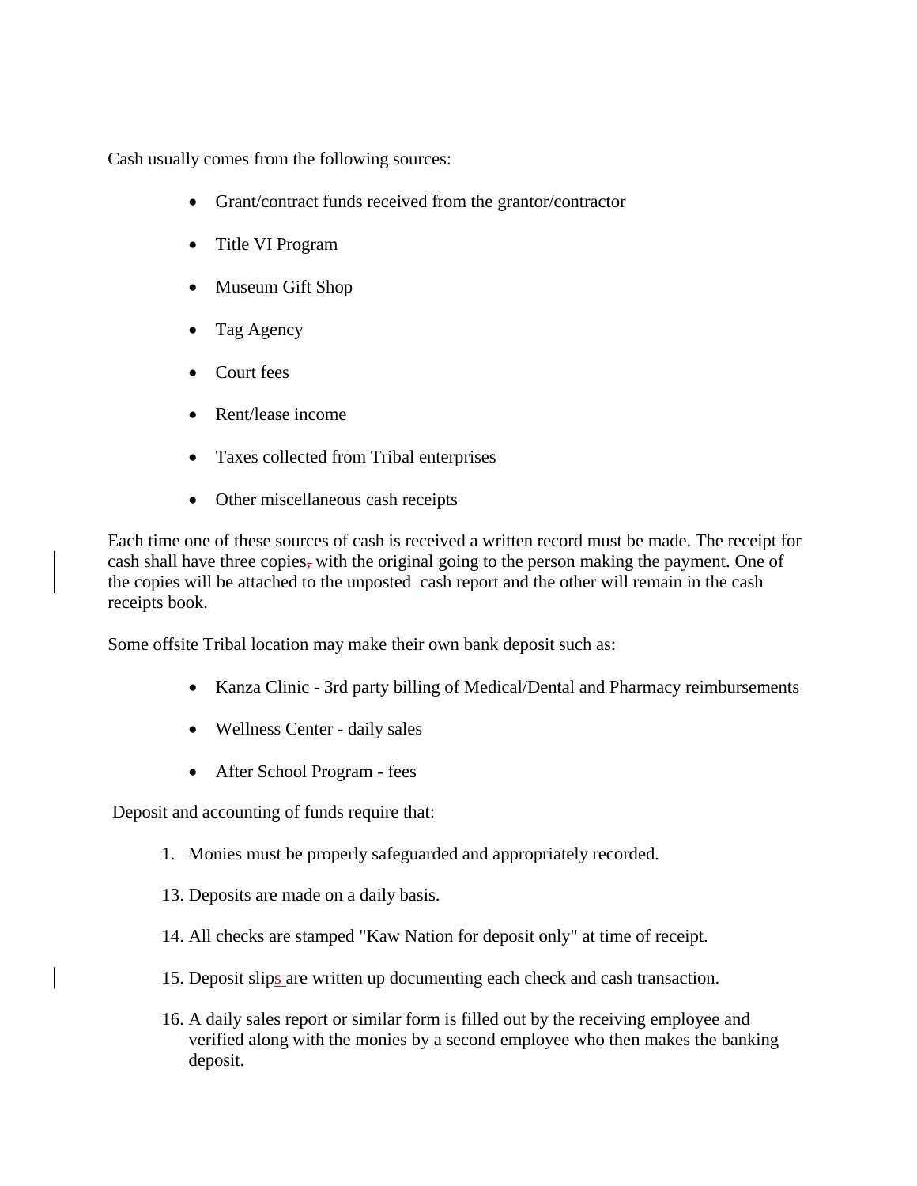Cash usually comes from the following sources:

- Grant/contract funds received from the grantor/contractor
- Title VI Program
- Museum Gift Shop
- Tag Agency
- Court fees
- Rent/lease income
- Taxes collected from Tribal enterprises
- Other miscellaneous cash receipts

Each time one of these sources of cash is received a written record must be made. The receipt for cash shall have three copies with the original going to the person making the payment. One of the copies will be attached to the unposted cash report and the other will remain in the cash receipts book.

Some offsite Tribal location may make their own bank deposit such as:

- Kanza Clinic - 3rd party billing of Medical/Dental and Pharmacy reimbursements
- Wellness Center - daily sales
- After School Program - fees

Deposit and accounting of funds require that:

1. Monies must be properly safeguarded and appropriately recorded.

13. Deposits are made on a daily basis.

14. All checks are stamped "Kaw Nation for deposit only" at time of receipt.

15. Deposit slips are written up documenting each check and cash transaction.

16. A daily sales report or similar form is filled out by the receiving employee and verified along with the monies by a second employee who then makes the banking deposit.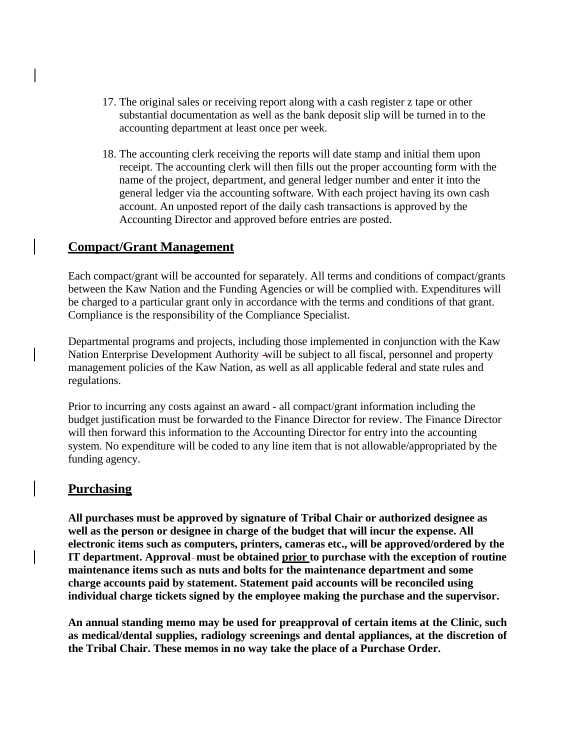17. The original sales or receiving report along with a cash register z tape or other substantial documentation as well as the bank deposit slip will be turned in to the accounting department at least once per week.

18. The accounting clerk receiving the reports will date stamp and initial them upon receipt. The accounting clerk will then fills out the proper accounting form with the name of the project, department, and general ledger number and enter it into the general ledger via the accounting software. With each project having its own cash account. An unposted report of the daily cash transactions is approved by the Accounting Director and approved before entries are posted.

## Compact/Grant Management

Each compact/grant will be accounted for separately. All terms and conditions of compact/grants between the Kaw Nation and the Funding Agencies or will be complied with. Expenditures will be charged to a particular grant only in accordance with the terms and conditions of that grant. Compliance is the responsibility of the Compliance Specialist.

Departmental programs and projects, including those implemented in conjunction with the Kaw Nation Enterprise Development Authority will be subject to all fiscal, personnel and property management policies of the Kaw Nation, as well as all applicable federal and state rules and regulations.

Prior to incurring any costs against an award - all compact/grant information including the budget justification must be forwarded to the Finance Director for review. The Finance Director will then forward this information to the Accounting Director for entry into the accounting system. No expenditure will be coded to any line item that is not allowable/appropriated by the funding agency.

## Purchasing

**All purchases must be approved by signature of Tribal Chair or authorized designee as well as the person or designee in charge of the budget that will incur the expense. All electronic items such as computers, printers, cameras etc., will be approved/ordered by the IT department. Approval must be obtained <u>prior</u> to purchase with the exception of routine maintenance items such as nuts and bolts for the maintenance department and some charge accounts paid by statement. Statement paid accounts will be reconciled using individual charge tickets signed by the employee making the purchase and the supervisor.**

**An annual standing memo may be used for preapproval of certain items at the Clinic, such as medical/dental supplies, radiology screenings and dental appliances, at the discretion of the Tribal Chair. These memos in no way take the place of a Purchase Order.**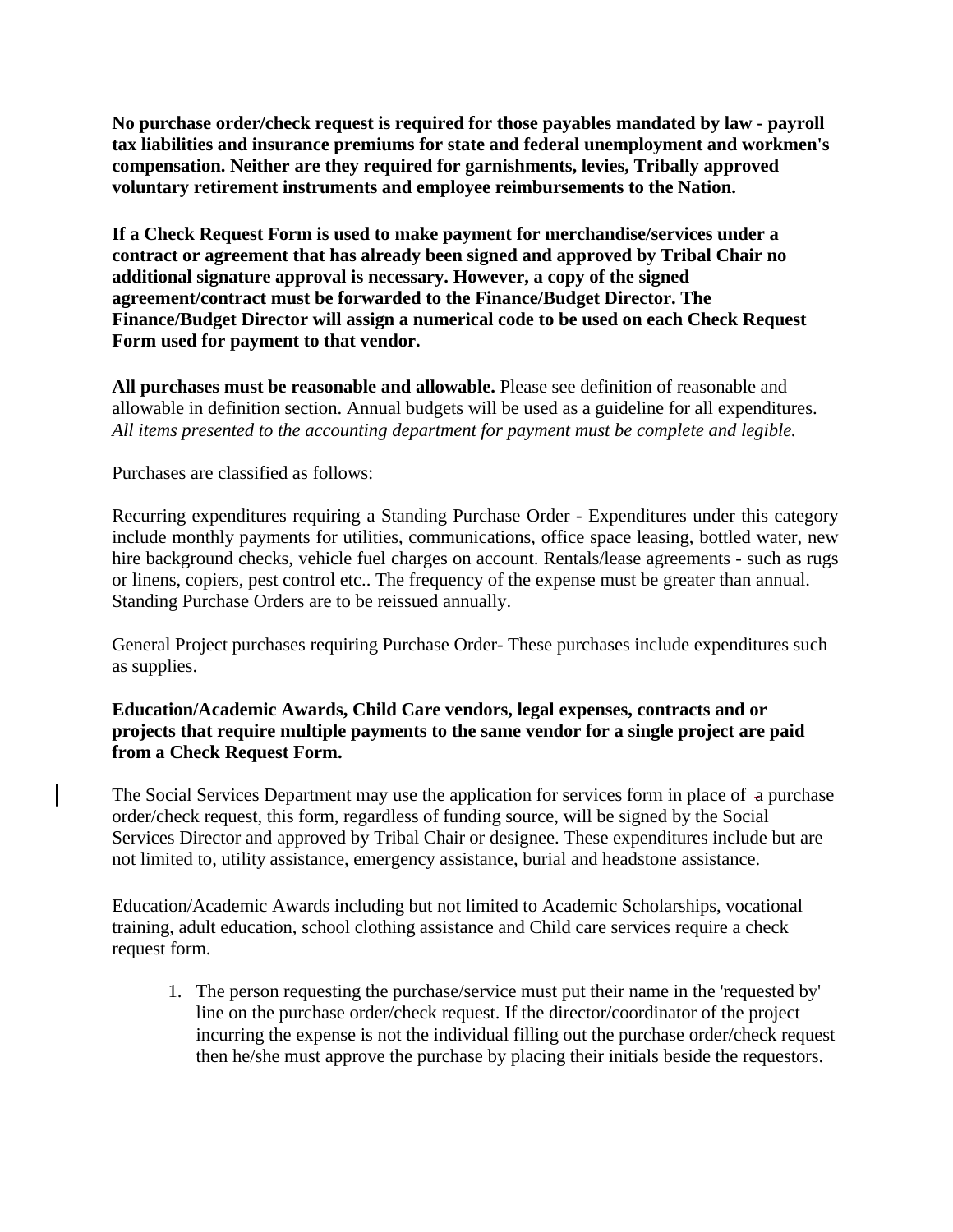**No purchase order/check request is required for those payables mandated by law - payroll tax liabilities and insurance premiums for state and federal unemployment and workmen's compensation. Neither are they required for garnishments, levies, Tribally approved voluntary retirement instruments and employee reimbursements to the Nation.**

**If a Check Request Form is used to make payment for merchandise/services under a contract or agreement that has already been signed and approved by Tribal Chair no additional signature approval is necessary. However, a copy of the signed agreement/contract must be forwarded to the Finance/Budget Director. The Finance/Budget Director will assign a numerical code to be used on each Check Request Form used for payment to that vendor.**

**All purchases must be reasonable and allowable.** Please see definition of reasonable and allowable in definition section. Annual budgets will be used as a guideline for all expenditures. *All items presented to the accounting department for payment must be complete and legible.*

Purchases are classified as follows:

Recurring expenditures requiring a Standing Purchase Order - Expenditures under this category include monthly payments for utilities, communications, office space leasing, bottled water, new hire background checks, vehicle fuel charges on account. Rentals/lease agreements - such as rugs or linens, copiers, pest control etc.. The frequency of the expense must be greater than annual. Standing Purchase Orders are to be reissued annually.

General Project purchases requiring Purchase Order- These purchases include expenditures such as supplies.

**Education/Academic Awards, Child Care vendors, legal expenses, contracts and or projects that require multiple payments to the same vendor for a single project are paid from a Check Request Form.**

The Social Services Department may use the application for services form in place of a purchase order/check request, this form, regardless of funding source, will be signed by the Social Services Director and approved by Tribal Chair or designee. These expenditures include but are not limited to, utility assistance, emergency assistance, burial and headstone assistance.

Education/Academic Awards including but not limited to Academic Scholarships, vocational training, adult education, school clothing assistance and Child care services require a check request form.

1. The person requesting the purchase/service must put their name in the 'requested by' line on the purchase order/check request. If the director/coordinator of the project incurring the expense is not the individual filling out the purchase order/check request then he/she must approve the purchase by placing their initials beside the requestors.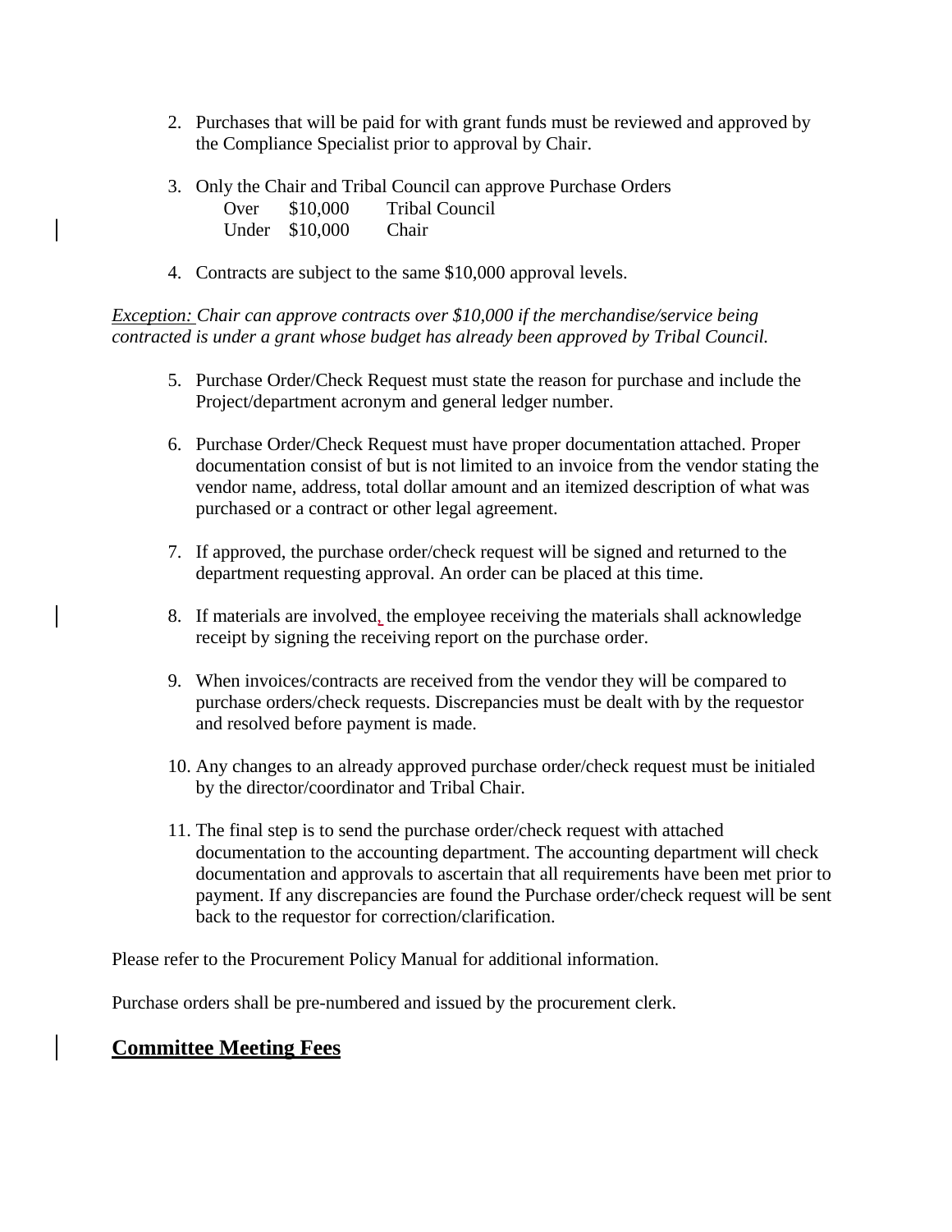2. Purchases that will be paid for with grant funds must be reviewed and approved by the Compliance Specialist prior to approval by Chair.

3. Only the Chair and Tribal Council can approve Purchase Orders

| | | |
|---|---|---|
| Over | $10,000 | Tribal Council |
| Under | $10,000 | Chair |

4. Contracts are subject to the same $10,000 approval levels.

<u>*Exception:*</u> *Chair can approve contracts over $10,000 if the merchandise/service being contracted is under a grant whose budget has already been approved by Tribal Council.*

5. Purchase Order/Check Request must state the reason for purchase and include the Project/department acronym and general ledger number.

6. Purchase Order/Check Request must have proper documentation attached. Proper documentation consist of but is not limited to an invoice from the vendor stating the vendor name, address, total dollar amount and an itemized description of what was purchased or a contract or other legal agreement.

7. If approved, the purchase order/check request will be signed and returned to the department requesting approval. An order can be placed at this time.

8. If materials are involved, the employee receiving the materials shall acknowledge receipt by signing the receiving report on the purchase order.

9. When invoices/contracts are received from the vendor they will be compared to purchase orders/check requests. Discrepancies must be dealt with by the requestor and resolved before payment is made.

10. Any changes to an already approved purchase order/check request must be initialed by the director/coordinator and Tribal Chair.

11. The final step is to send the purchase order/check request with attached documentation to the accounting department. The accounting department will check documentation and approvals to ascertain that all requirements have been met prior to payment. If any discrepancies are found the Purchase order/check request will be sent back to the requestor for correction/clarification.

Please refer to the Procurement Policy Manual for additional information.

Purchase orders shall be pre-numbered and issued by the procurement clerk.

## <u>Committee Meeting Fees</u>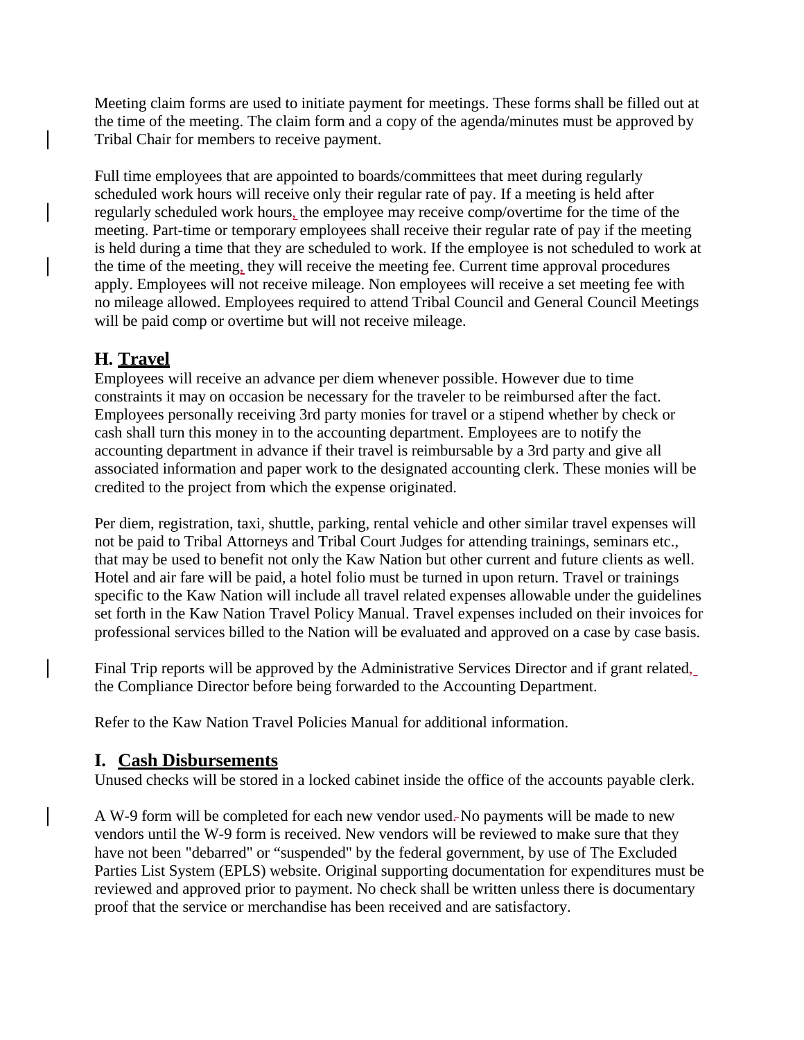Meeting claim forms are used to initiate payment for meetings. These forms shall be filled out at the time of the meeting. The claim form and a copy of the agenda/minutes must be approved by Tribal Chair for members to receive payment.

Full time employees that are appointed to boards/committees that meet during regularly scheduled work hours will receive only their regular rate of pay. If a meeting is held after regularly scheduled work hours, the employee may receive comp/overtime for the time of the meeting. Part-time or temporary employees shall receive their regular rate of pay if the meeting is held during a time that they are scheduled to work. If the employee is not scheduled to work at the time of the meeting, they will receive the meeting fee. Current time approval procedures apply. Employees will not receive mileage. Non employees will receive a set meeting fee with no mileage allowed. Employees required to attend Tribal Council and General Council Meetings will be paid comp or overtime but will not receive mileage.

## H. Travel

Employees will receive an advance per diem whenever possible. However due to time constraints it may on occasion be necessary for the traveler to be reimbursed after the fact. Employees personally receiving 3rd party monies for travel or a stipend whether by check or cash shall turn this money in to the accounting department. Employees are to notify the accounting department in advance if their travel is reimbursable by a 3rd party and give all associated information and paper work to the designated accounting clerk. These monies will be credited to the project from which the expense originated.

Per diem, registration, taxi, shuttle, parking, rental vehicle and other similar travel expenses will not be paid to Tribal Attorneys and Tribal Court Judges for attending trainings, seminars etc., that may be used to benefit not only the Kaw Nation but other current and future clients as well. Hotel and air fare will be paid, a hotel folio must be turned in upon return. Travel or trainings specific to the Kaw Nation will include all travel related expenses allowable under the guidelines set forth in the Kaw Nation Travel Policy Manual. Travel expenses included on their invoices for professional services billed to the Nation will be evaluated and approved on a case by case basis.

Final Trip reports will be approved by the Administrative Services Director and if grant related, the Compliance Director before being forwarded to the Accounting Department.

Refer to the Kaw Nation Travel Policies Manual for additional information.

## I. Cash Disbursements

Unused checks will be stored in a locked cabinet inside the office of the accounts payable clerk.

A W-9 form will be completed for each new vendor used. No payments will be made to new vendors until the W-9 form is received. New vendors will be reviewed to make sure that they have not been "debarred" or "suspended" by the federal government, by use of The Excluded Parties List System (EPLS) website. Original supporting documentation for expenditures must be reviewed and approved prior to payment. No check shall be written unless there is documentary proof that the service or merchandise has been received and are satisfactory.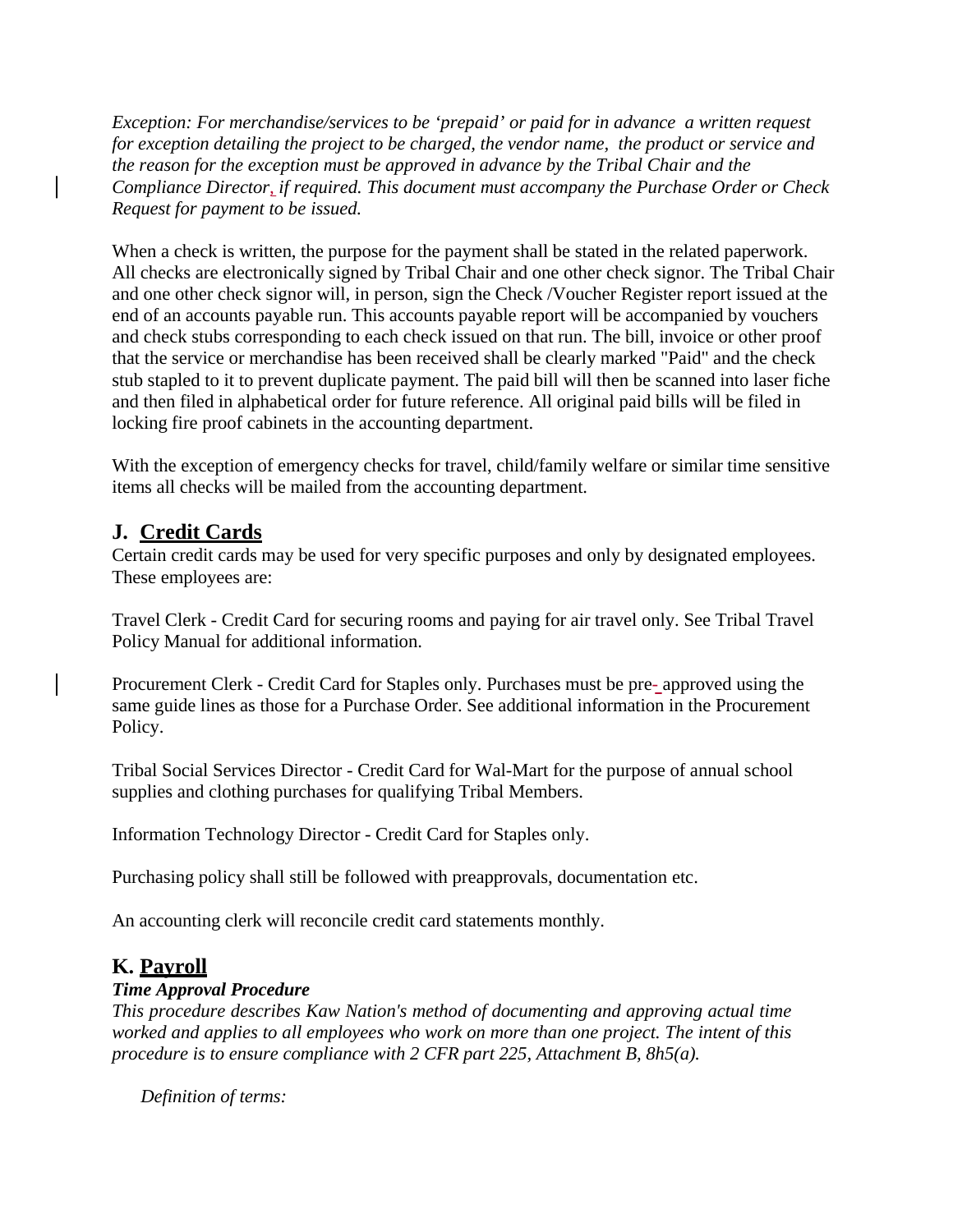*Exception: For merchandise/services to be 'prepaid' or paid for in advance a written request for exception detailing the project to be charged, the vendor name, the product or service and the reason for the exception must be approved in advance by the Tribal Chair and the Compliance Director, if required. This document must accompany the Purchase Order or Check Request for payment to be issued.*

When a check is written, the purpose for the payment shall be stated in the related paperwork. All checks are electronically signed by Tribal Chair and one other check signor. The Tribal Chair and one other check signor will, in person, sign the Check /Voucher Register report issued at the end of an accounts payable run. This accounts payable report will be accompanied by vouchers and check stubs corresponding to each check issued on that run. The bill, invoice or other proof that the service or merchandise has been received shall be clearly marked "Paid" and the check stub stapled to it to prevent duplicate payment. The paid bill will then be scanned into laser fiche and then filed in alphabetical order for future reference. All original paid bills will be filed in locking fire proof cabinets in the accounting department.

With the exception of emergency checks for travel, child/family welfare or similar time sensitive items all checks will be mailed from the accounting department.

## J. Credit Cards

Certain credit cards may be used for very specific purposes and only by designated employees. These employees are:

Travel Clerk - Credit Card for securing rooms and paying for air travel only. See Tribal Travel Policy Manual for additional information.

Procurement Clerk - Credit Card for Staples only. Purchases must be pre- approved using the same guide lines as those for a Purchase Order. See additional information in the Procurement Policy.

Tribal Social Services Director - Credit Card for Wal-Mart for the purpose of annual school supplies and clothing purchases for qualifying Tribal Members.

Information Technology Director - Credit Card for Staples only.

Purchasing policy shall still be followed with preapprovals, documentation etc.

An accounting clerk will reconcile credit card statements monthly.

## K. Payroll

***Time Approval Procedure***

*This procedure describes Kaw Nation's method of documenting and approving actual time worked and applies to all employees who work on more than one project. The intent of this procedure is to ensure compliance with 2 CFR part 225, Attachment B, 8h5(a).*

*Definition of terms:*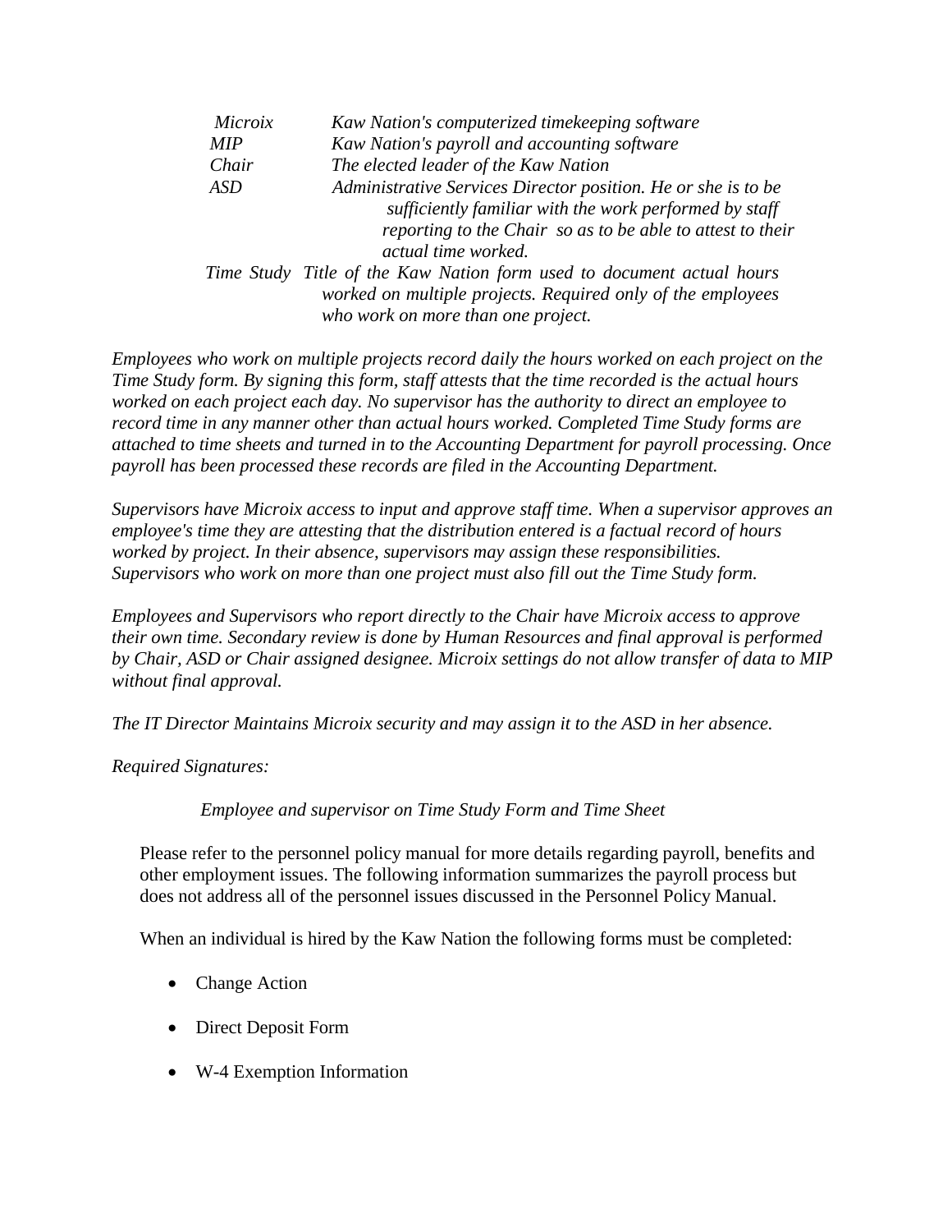| | |
|---|---|
| *Microix* | *Kaw Nation's computerized timekeeping software* |
| *MIP* | *Kaw Nation's payroll and accounting software* |
| *Chair* | *The elected leader of the Kaw Nation* |
| *ASD* | *Administrative Services Director position. He or she is to be sufficiently familiar with the work performed by staff reporting to the Chair so as to be able to attest to their actual time worked.* |
| *Time Study* | *Title of the Kaw Nation form used to document actual hours worked on multiple projects. Required only of the employees who work on more than one project.* |

*Employees who work on multiple projects record daily the hours worked on each project on the Time Study form. By signing this form, staff attests that the time recorded is the actual hours worked on each project each day. No supervisor has the authority to direct an employee to record time in any manner other than actual hours worked. Completed Time Study forms are attached to time sheets and turned in to the Accounting Department for payroll processing. Once payroll has been processed these records are filed in the Accounting Department.*

*Supervisors have Microix access to input and approve staff time. When a supervisor approves an employee's time they are attesting that the distribution entered is a factual record of hours worked by project. In their absence, supervisors may assign these responsibilities. Supervisors who work on more than one project must also fill out the Time Study form.*

*Employees and Supervisors who report directly to the Chair have Microix access to approve their own time. Secondary review is done by Human Resources and final approval is performed by Chair, ASD or Chair assigned designee. Microix settings do not allow transfer of data to MIP without final approval.*

*The IT Director Maintains Microix security and may assign it to the ASD in her absence.*

*Required Signatures:*

*Employee and supervisor on Time Study Form and Time Sheet*

Please refer to the personnel policy manual for more details regarding payroll, benefits and other employment issues. The following information summarizes the payroll process but does not address all of the personnel issues discussed in the Personnel Policy Manual.

When an individual is hired by the Kaw Nation the following forms must be completed:

- Change Action
- Direct Deposit Form
- W-4 Exemption Information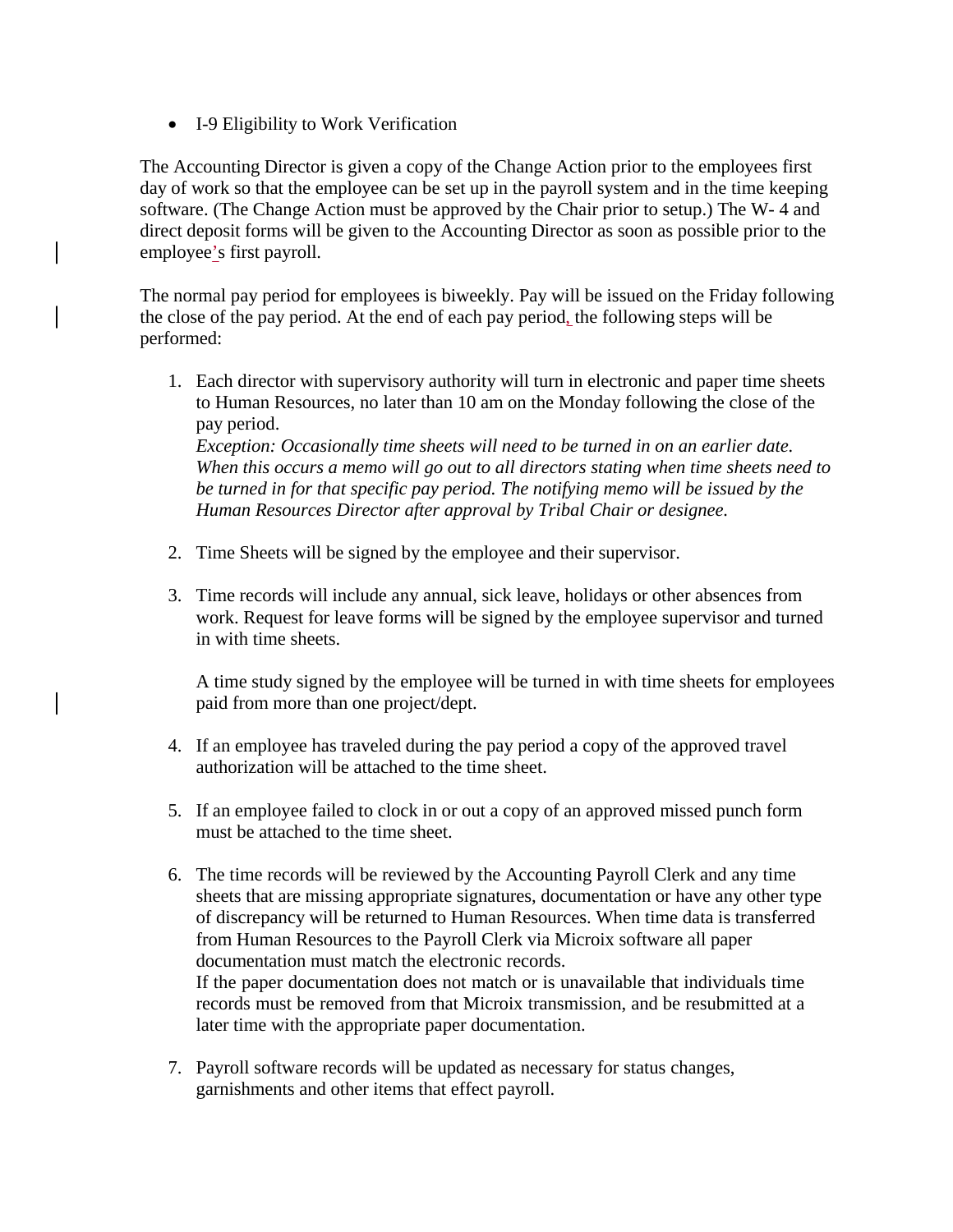- I-9 Eligibility to Work Verification

The Accounting Director is given a copy of the Change Action prior to the employees first day of work so that the employee can be set up in the payroll system and in the time keeping software. (The Change Action must be approved by the Chair prior to setup.) The W- 4 and direct deposit forms will be given to the Accounting Director as soon as possible prior to the employee's first payroll.

The normal pay period for employees is biweekly. Pay will be issued on the Friday following the close of the pay period. At the end of each pay period, the following steps will be performed:

1. Each director with supervisory authority will turn in electronic and paper time sheets to Human Resources, no later than 10 am on the Monday following the close of the pay period.
   *Exception: Occasionally time sheets will need to be turned in on an earlier date. When this occurs a memo will go out to all directors stating when time sheets need to be turned in for that specific pay period. The notifying memo will be issued by the Human Resources Director after approval by Tribal Chair or designee.*

2. Time Sheets will be signed by the employee and their supervisor.

3. Time records will include any annual, sick leave, holidays or other absences from work. Request for leave forms will be signed by the employee supervisor and turned in with time sheets.

   A time study signed by the employee will be turned in with time sheets for employees paid from more than one project/dept.

4. If an employee has traveled during the pay period a copy of the approved travel authorization will be attached to the time sheet.

5. If an employee failed to clock in or out a copy of an approved missed punch form must be attached to the time sheet.

6. The time records will be reviewed by the Accounting Payroll Clerk and any time sheets that are missing appropriate signatures, documentation or have any other type of discrepancy will be returned to Human Resources. When time data is transferred from Human Resources to the Payroll Clerk via Microix software all paper documentation must match the electronic records.
   If the paper documentation does not match or is unavailable that individuals time records must be removed from that Microix transmission, and be resubmitted at a later time with the appropriate paper documentation.

7. Payroll software records will be updated as necessary for status changes, garnishments and other items that effect payroll.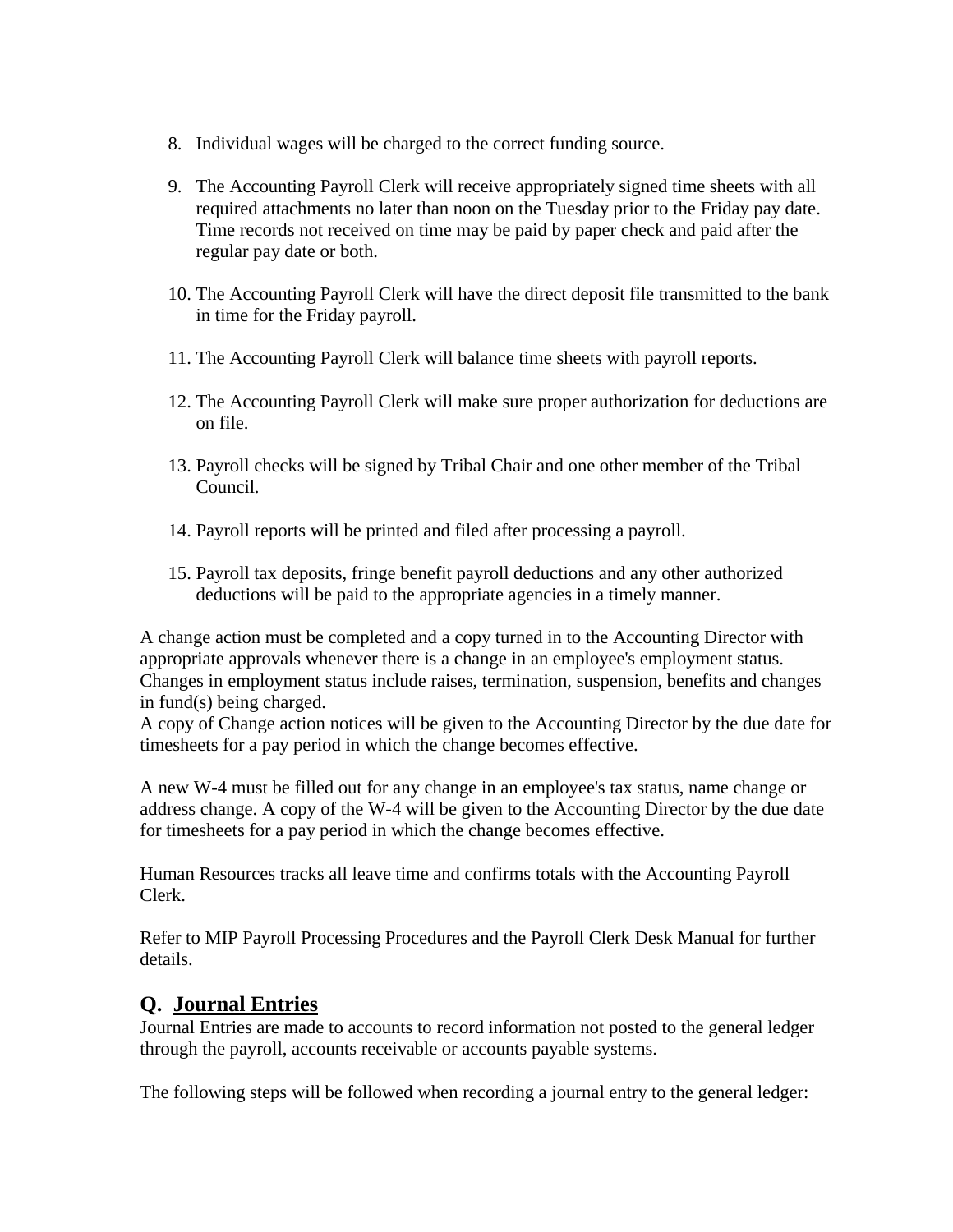8. Individual wages will be charged to the correct funding source.

9. The Accounting Payroll Clerk will receive appropriately signed time sheets with all required attachments no later than noon on the Tuesday prior to the Friday pay date. Time records not received on time may be paid by paper check and paid after the regular pay date or both.

10. The Accounting Payroll Clerk will have the direct deposit file transmitted to the bank in time for the Friday payroll.

11. The Accounting Payroll Clerk will balance time sheets with payroll reports.

12. The Accounting Payroll Clerk will make sure proper authorization for deductions are on file.

13. Payroll checks will be signed by Tribal Chair and one other member of the Tribal Council.

14. Payroll reports will be printed and filed after processing a payroll.

15. Payroll tax deposits, fringe benefit payroll deductions and any other authorized deductions will be paid to the appropriate agencies in a timely manner.

A change action must be completed and a copy turned in to the Accounting Director with appropriate approvals whenever there is a change in an employee's employment status. Changes in employment status include raises, termination, suspension, benefits and changes in fund(s) being charged.
A copy of Change action notices will be given to the Accounting Director by the due date for timesheets for a pay period in which the change becomes effective.

A new W-4 must be filled out for any change in an employee's tax status, name change or address change. A copy of the W-4 will be given to the Accounting Director by the due date for timesheets for a pay period in which the change becomes effective.

Human Resources tracks all leave time and confirms totals with the Accounting Payroll Clerk.

Refer to MIP Payroll Processing Procedures and the Payroll Clerk Desk Manual for further details.

## Q. Journal Entries

Journal Entries are made to accounts to record information not posted to the general ledger through the payroll, accounts receivable or accounts payable systems.

The following steps will be followed when recording a journal entry to the general ledger: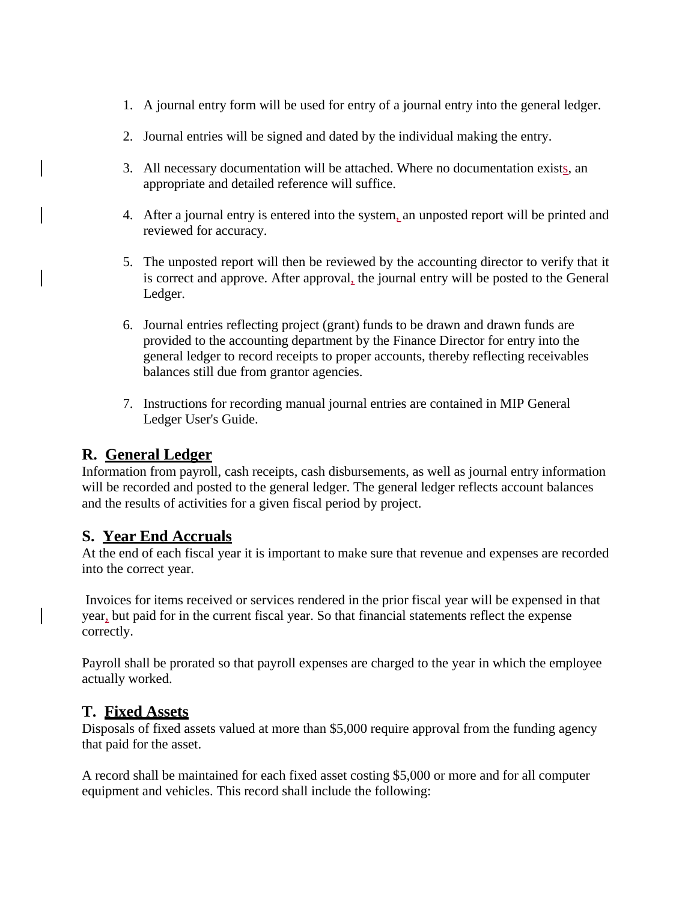1. A journal entry form will be used for entry of a journal entry into the general ledger.

2. Journal entries will be signed and dated by the individual making the entry.

3. All necessary documentation will be attached. Where no documentation exists, an appropriate and detailed reference will suffice.

4. After a journal entry is entered into the system, an unposted report will be printed and reviewed for accuracy.

5. The unposted report will then be reviewed by the accounting director to verify that it is correct and approve. After approval, the journal entry will be posted to the General Ledger.

6. Journal entries reflecting project (grant) funds to be drawn and drawn funds are provided to the accounting department by the Finance Director for entry into the general ledger to record receipts to proper accounts, thereby reflecting receivables balances still due from grantor agencies.

7. Instructions for recording manual journal entries are contained in MIP General Ledger User's Guide.

### R. <u>General Ledger</u>

Information from payroll, cash receipts, cash disbursements, as well as journal entry information will be recorded and posted to the general ledger. The general ledger reflects account balances and the results of activities for a given fiscal period by project.

### S. <u>Year End Accruals</u>

At the end of each fiscal year it is important to make sure that revenue and expenses are recorded into the correct year.

Invoices for items received or services rendered in the prior fiscal year will be expensed in that year, but paid for in the current fiscal year. So that financial statements reflect the expense correctly.

Payroll shall be prorated so that payroll expenses are charged to the year in which the employee actually worked.

### T. <u>Fixed Assets</u>

Disposals of fixed assets valued at more than $5,000 require approval from the funding agency that paid for the asset.

A record shall be maintained for each fixed asset costing $5,000 or more and for all computer equipment and vehicles. This record shall include the following: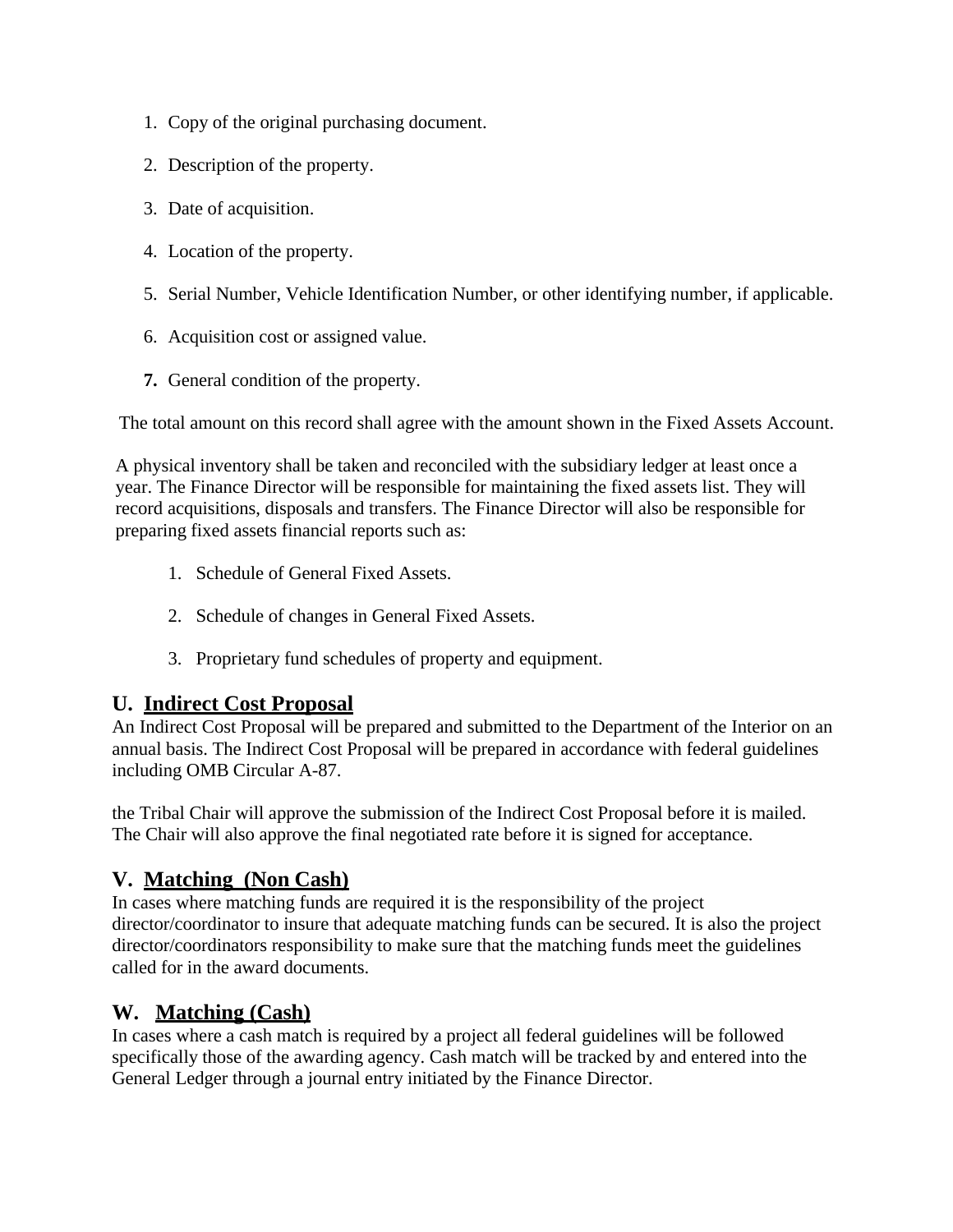1. Copy of the original purchasing document.
2. Description of the property.
3. Date of acquisition.
4. Location of the property.
5. Serial Number, Vehicle Identification Number, or other identifying number, if applicable.
6. Acquisition cost or assigned value.
7. General condition of the property.

The total amount on this record shall agree with the amount shown in the Fixed Assets Account.

A physical inventory shall be taken and reconciled with the subsidiary ledger at least once a year. The Finance Director will be responsible for maintaining the fixed assets list. They will record acquisitions, disposals and transfers. The Finance Director will also be responsible for preparing fixed assets financial reports such as:

1. Schedule of General Fixed Assets.
2. Schedule of changes in General Fixed Assets.
3. Proprietary fund schedules of property and equipment.

## U. Indirect Cost Proposal

An Indirect Cost Proposal will be prepared and submitted to the Department of the Interior on an annual basis. The Indirect Cost Proposal will be prepared in accordance with federal guidelines including OMB Circular A-87.

the Tribal Chair will approve the submission of the Indirect Cost Proposal before it is mailed. The Chair will also approve the final negotiated rate before it is signed for acceptance.

## V. Matching (Non Cash)

In cases where matching funds are required it is the responsibility of the project director/coordinator to insure that adequate matching funds can be secured. It is also the project director/coordinators responsibility to make sure that the matching funds meet the guidelines called for in the award documents.

## W. Matching (Cash)

In cases where a cash match is required by a project all federal guidelines will be followed specifically those of the awarding agency. Cash match will be tracked by and entered into the General Ledger through a journal entry initiated by the Finance Director.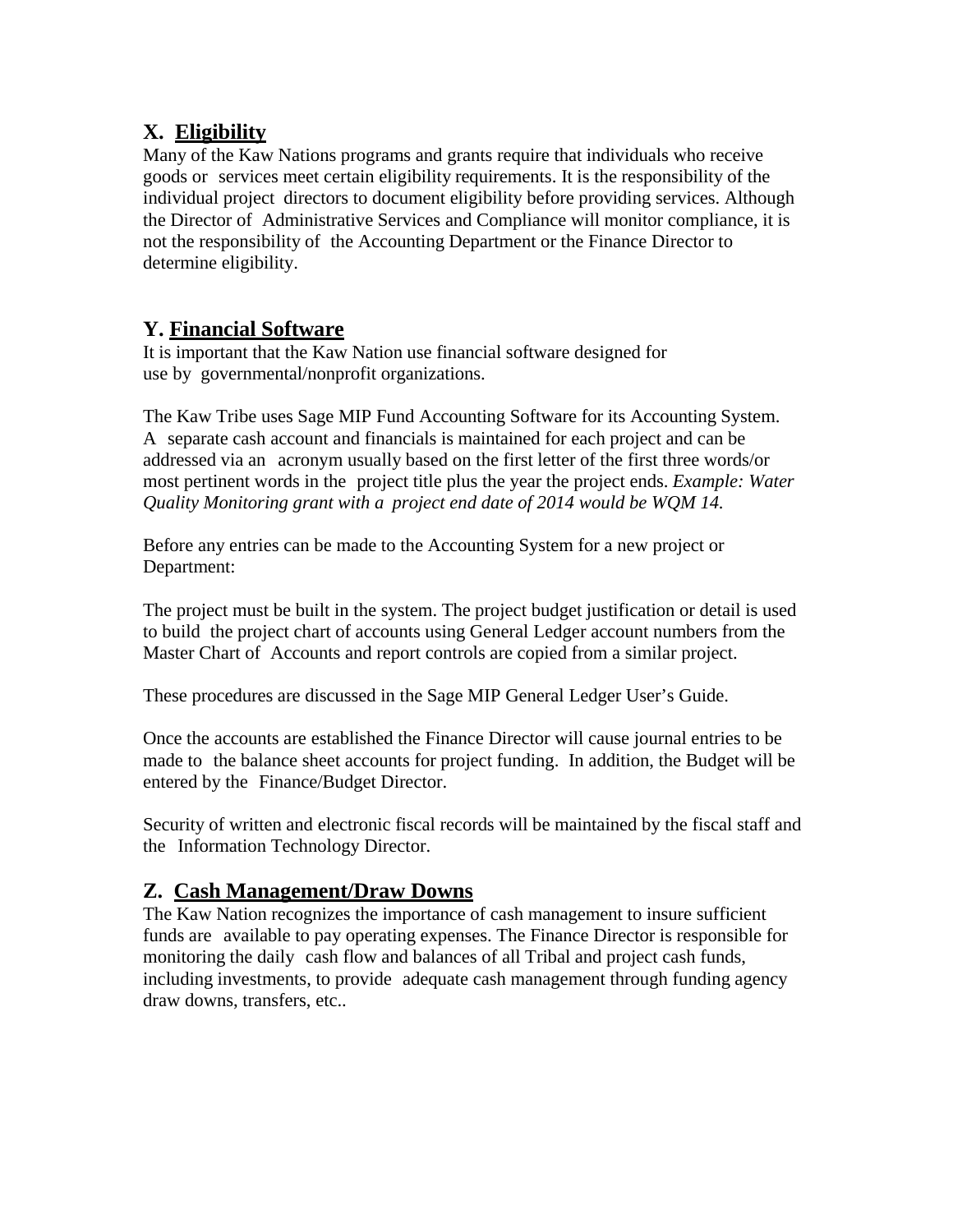## X. <u>Eligibility</u>

Many of the Kaw Nations programs and grants require that individuals who receive goods or services meet certain eligibility requirements. It is the responsibility of the individual project directors to document eligibility before providing services. Although the Director of Administrative Services and Compliance will monitor compliance, it is not the responsibility of the Accounting Department or the Finance Director to determine eligibility.

## Y. <u>Financial Software</u>

It is important that the Kaw Nation use financial software designed for use by governmental/nonprofit organizations.

The Kaw Tribe uses Sage MIP Fund Accounting Software for its Accounting System. A separate cash account and financials is maintained for each project and can be addressed via an acronym usually based on the first letter of the first three words/or most pertinent words in the project title plus the year the project ends. *Example: Water Quality Monitoring grant with a project end date of 2014 would be WQM 14.*

Before any entries can be made to the Accounting System for a new project or Department:

The project must be built in the system. The project budget justification or detail is used to build the project chart of accounts using General Ledger account numbers from the Master Chart of Accounts and report controls are copied from a similar project.

These procedures are discussed in the Sage MIP General Ledger User's Guide.

Once the accounts are established the Finance Director will cause journal entries to be made to the balance sheet accounts for project funding. In addition, the Budget will be entered by the Finance/Budget Director.

Security of written and electronic fiscal records will be maintained by the fiscal staff and the Information Technology Director.

## Z. <u>Cash Management/Draw Downs</u>

The Kaw Nation recognizes the importance of cash management to insure sufficient funds are available to pay operating expenses. The Finance Director is responsible for monitoring the daily cash flow and balances of all Tribal and project cash funds, including investments, to provide adequate cash management through funding agency draw downs, transfers, etc..